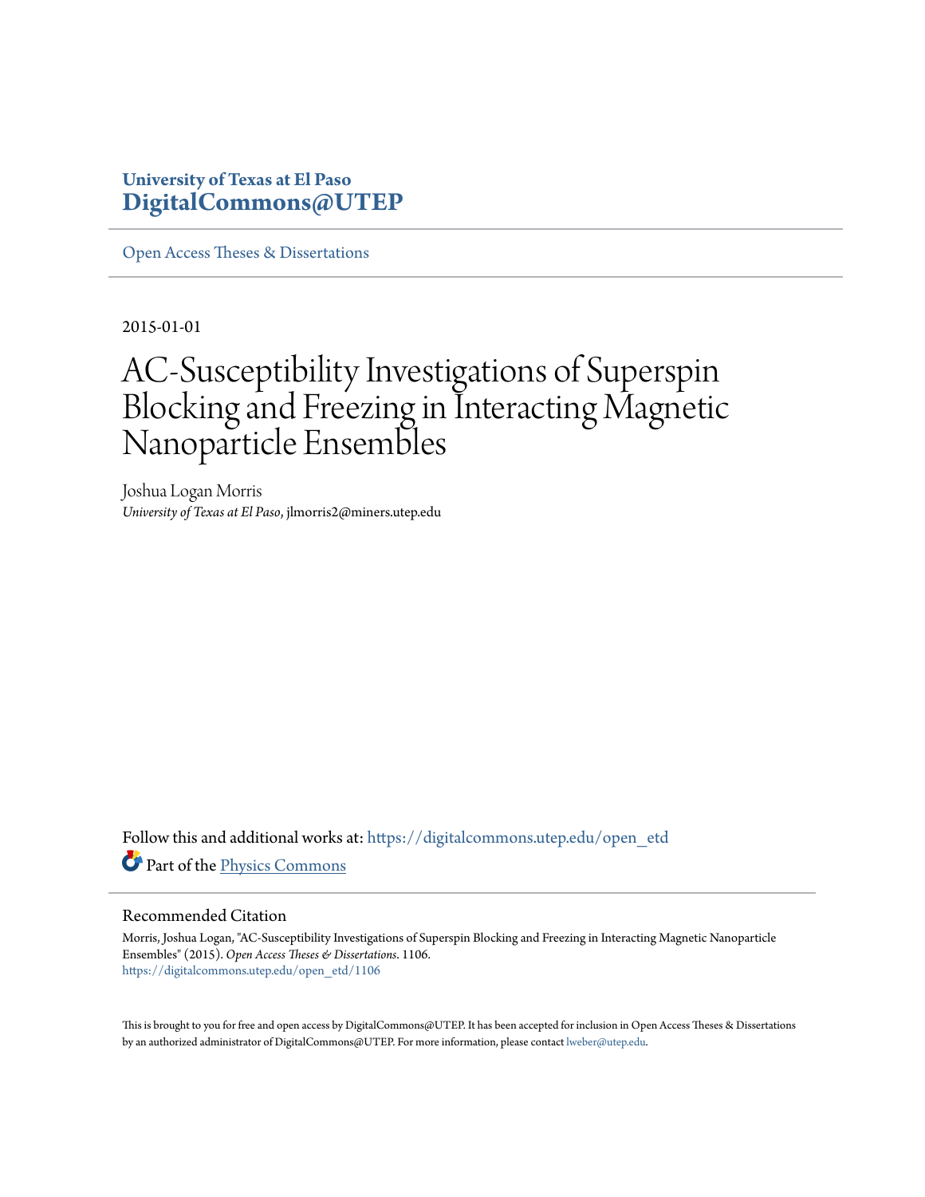University of Texas at El Paso
**DigitalCommons@UTEP**

Open Access Theses & Dissertations

2015-01-01

# AC-Susceptibility Investigations of Superspin Blocking and Freezing in Interacting Magnetic Nanoparticle Ensembles

Joshua Logan Morris
*University of Texas at El Paso*, jlmorris2@miners.utep.edu

Follow this and additional works at: https://digitalcommons.utep.edu/open_etd

Part of the Physics Commons

## Recommended Citation

Morris, Joshua Logan, "AC-Susceptibility Investigations of Superspin Blocking and Freezing in Interacting Magnetic Nanoparticle Ensembles" (2015). *Open Access Theses & Dissertations*. 1106.
https://digitalcommons.utep.edu/open_etd/1106

This is brought to you for free and open access by DigitalCommons@UTEP. It has been accepted for inclusion in Open Access Theses & Dissertations by an authorized administrator of DigitalCommons@UTEP. For more information, please contact lweber@utep.edu.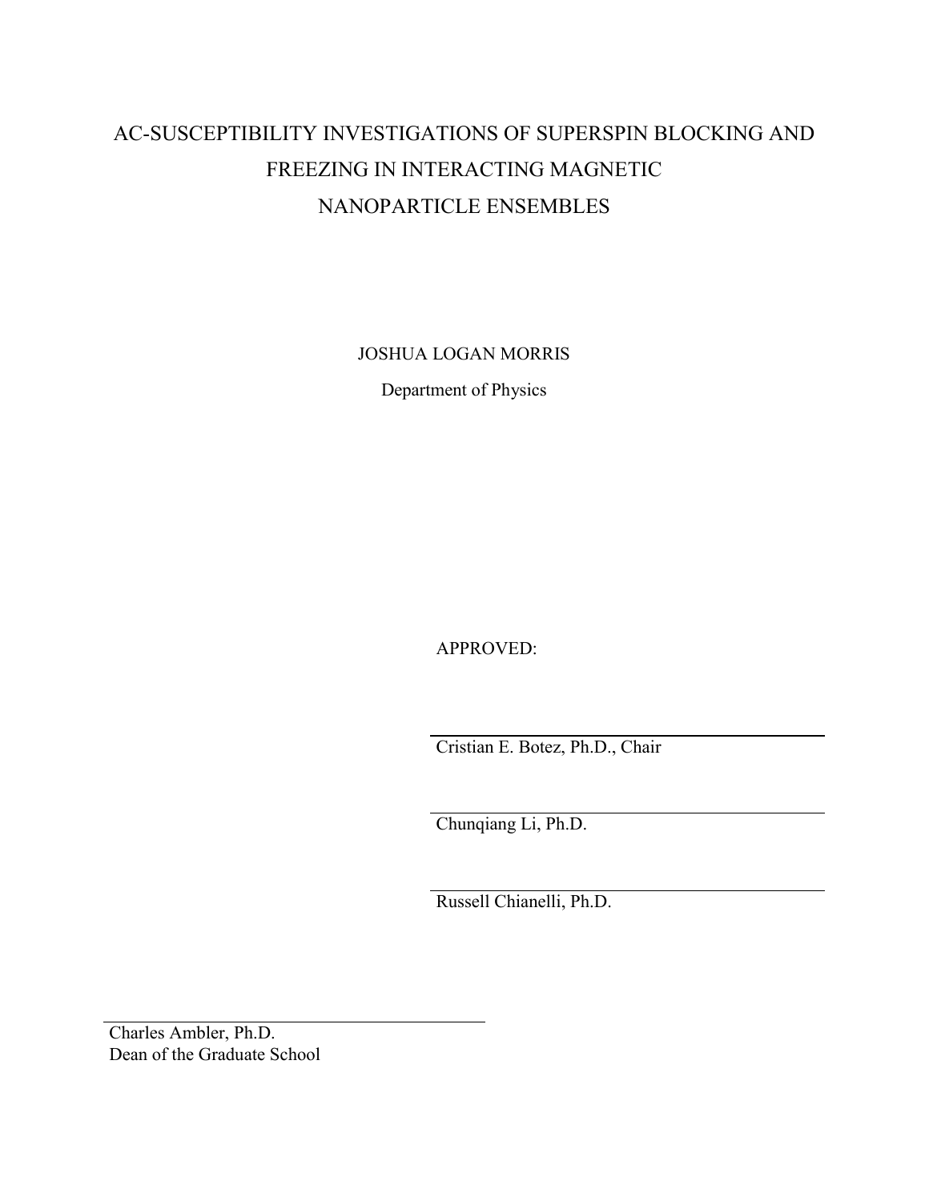# AC-SUSCEPTIBILITY INVESTIGATIONS OF SUPERSPIN BLOCKING AND FREEZING IN INTERACTING MAGNETIC NANOPARTICLE ENSEMBLES

JOSHUA LOGAN MORRIS

Department of Physics

APPROVED:

Cristian E. Botez, Ph.D., Chair

Chunqiang Li, Ph.D.

Russell Chianelli, Ph.D.

Charles Ambler, Ph.D.
Dean of the Graduate School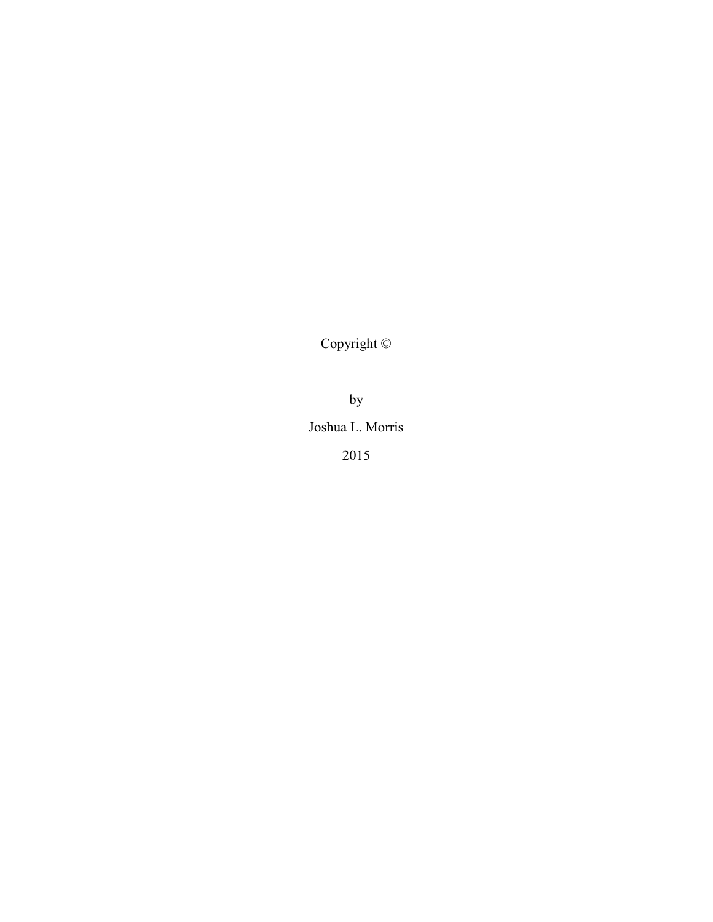Copyright ©

by

Joshua L. Morris

2015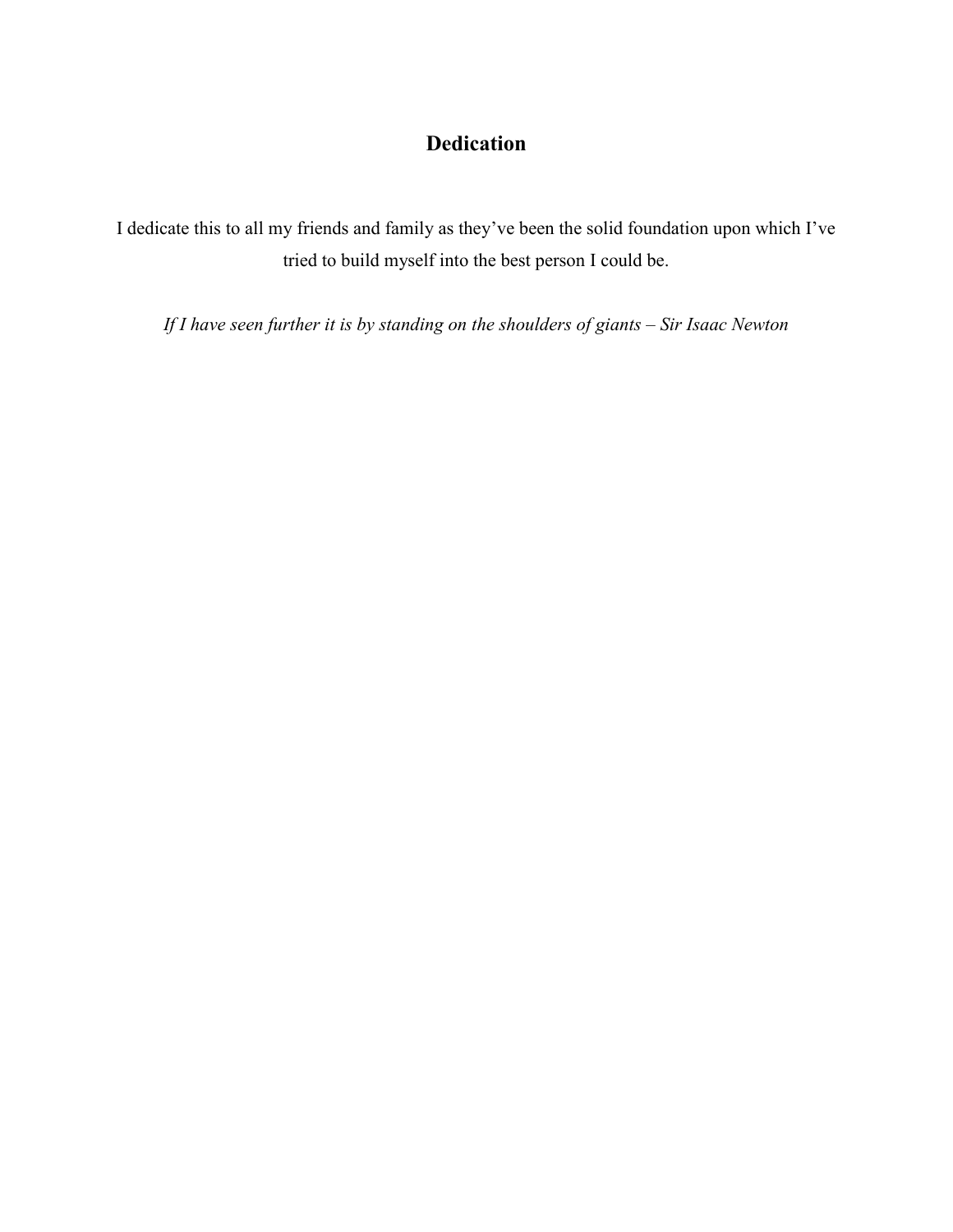# Dedication

I dedicate this to all my friends and family as they've been the solid foundation upon which I've tried to build myself into the best person I could be.

*If I have seen further it is by standing on the shoulders of giants – Sir Isaac Newton*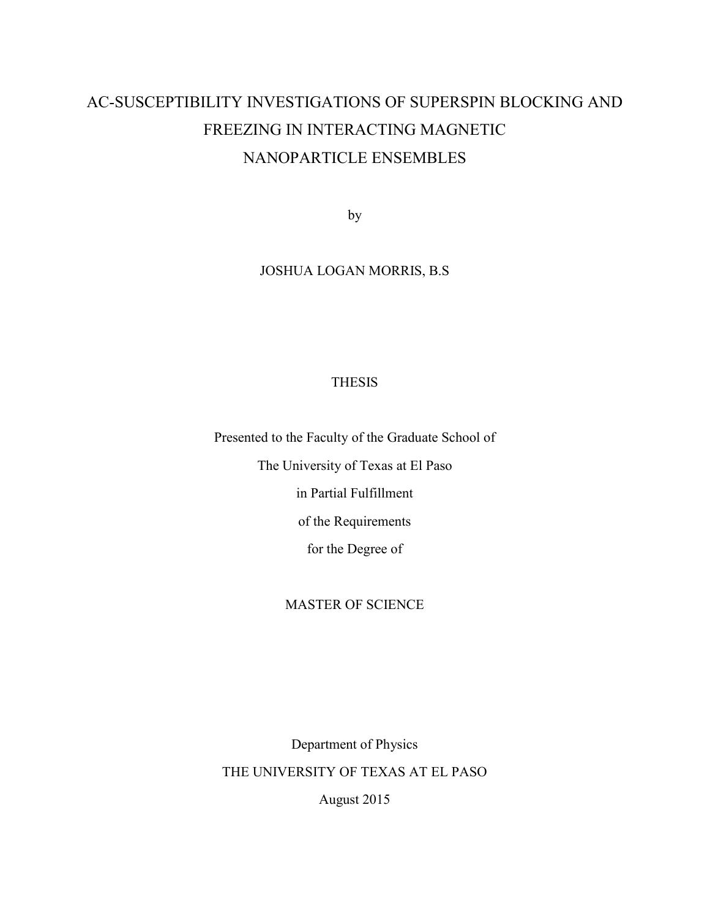# AC-SUSCEPTIBILITY INVESTIGATIONS OF SUPERSPIN BLOCKING AND FREEZING IN INTERACTING MAGNETIC NANOPARTICLE ENSEMBLES

by

JOSHUA LOGAN MORRIS, B.S

THESIS

Presented to the Faculty of the Graduate School of

The University of Texas at El Paso

in Partial Fulfillment

of the Requirements

for the Degree of

MASTER OF SCIENCE

Department of Physics

THE UNIVERSITY OF TEXAS AT EL PASO

August 2015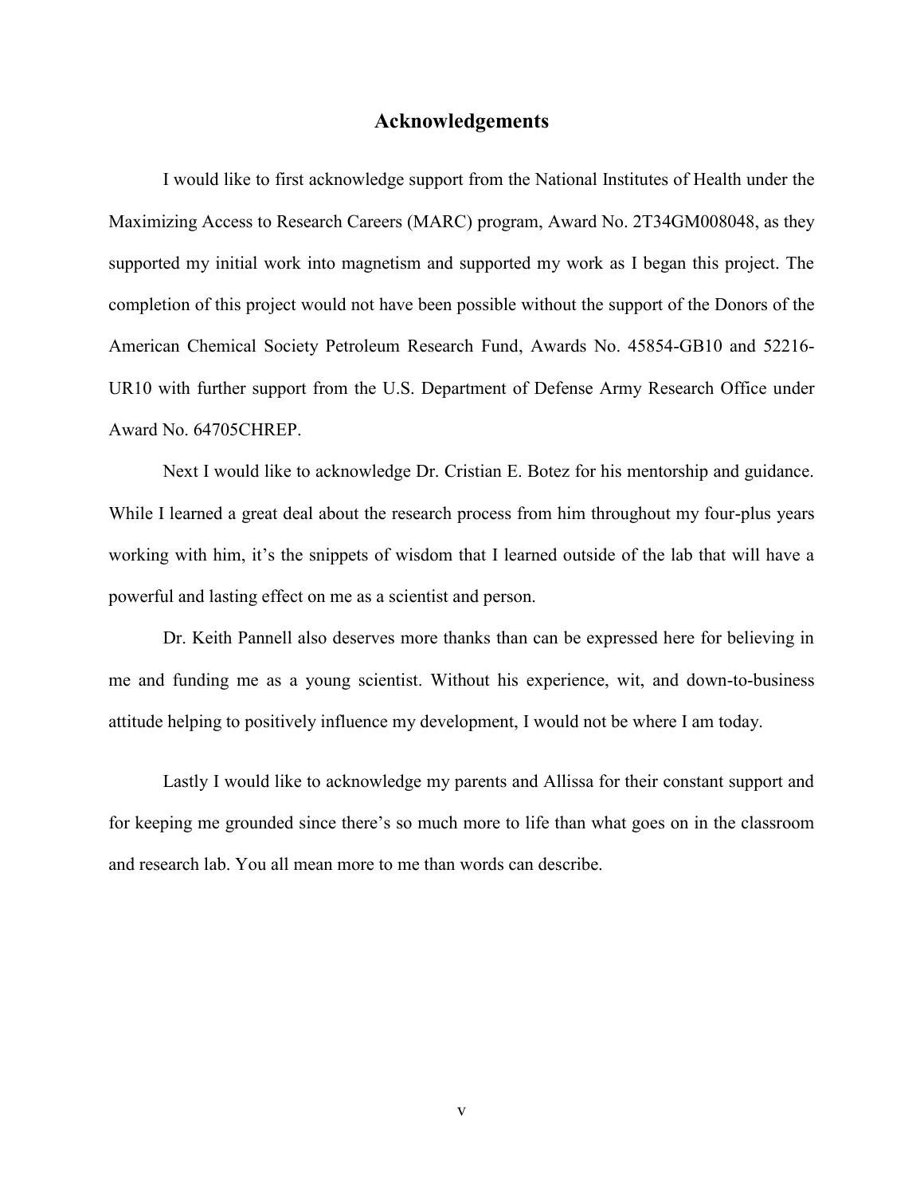## Acknowledgements

I would like to first acknowledge support from the National Institutes of Health under the Maximizing Access to Research Careers (MARC) program, Award No. 2T34GM008048, as they supported my initial work into magnetism and supported my work as I began this project. The completion of this project would not have been possible without the support of the Donors of the American Chemical Society Petroleum Research Fund, Awards No. 45854-GB10 and 52216-UR10 with further support from the U.S. Department of Defense Army Research Office under Award No. 64705CHREP.

Next I would like to acknowledge Dr. Cristian E. Botez for his mentorship and guidance. While I learned a great deal about the research process from him throughout my four-plus years working with him, it's the snippets of wisdom that I learned outside of the lab that will have a powerful and lasting effect on me as a scientist and person.

Dr. Keith Pannell also deserves more thanks than can be expressed here for believing in me and funding me as a young scientist. Without his experience, wit, and down-to-business attitude helping to positively influence my development, I would not be where I am today.

Lastly I would like to acknowledge my parents and Allissa for their constant support and for keeping me grounded since there's so much more to life than what goes on in the classroom and research lab. You all mean more to me than words can describe.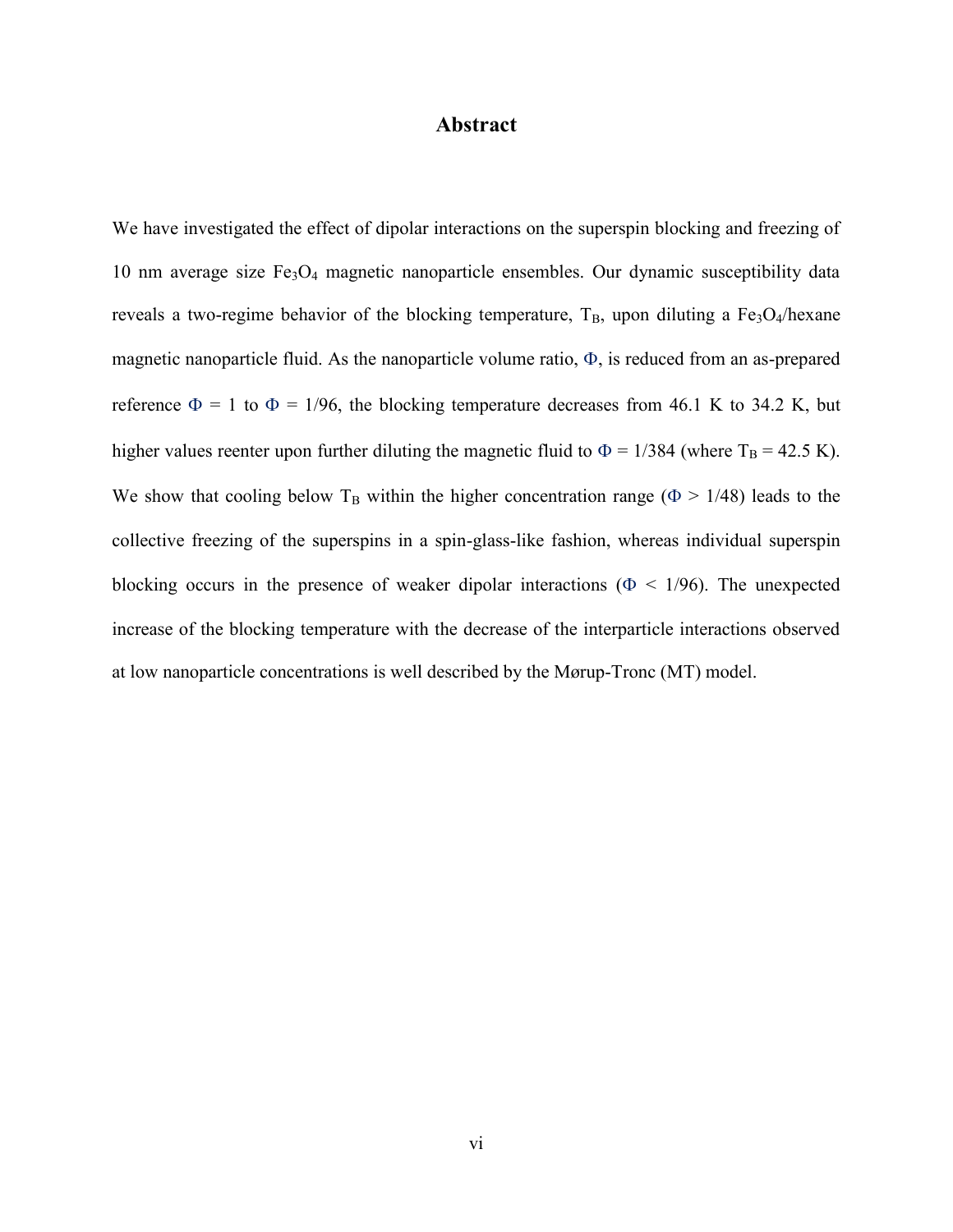# Abstract

We have investigated the effect of dipolar interactions on the superspin blocking and freezing of 10 nm average size $Fe_3O_4$ magnetic nanoparticle ensembles. Our dynamic susceptibility data reveals a two-regime behavior of the blocking temperature, $T_B$, upon diluting a $Fe_3O_4$/hexane magnetic nanoparticle fluid. As the nanoparticle volume ratio, $\Phi$, is reduced from an as-prepared reference $\Phi = 1$ to $\Phi = 1/96$, the blocking temperature decreases from 46.1 K to 34.2 K, but higher values reenter upon further diluting the magnetic fluid to $\Phi = 1/384$ (where $T_B = 42.5$ K). We show that cooling below $T_B$ within the higher concentration range ($\Phi > 1/48$) leads to the collective freezing of the superspins in a spin-glass-like fashion, whereas individual superspin blocking occurs in the presence of weaker dipolar interactions ($\Phi < 1/96$). The unexpected increase of the blocking temperature with the decrease of the interparticle interactions observed at low nanoparticle concentrations is well described by the Mørup-Tronc (MT) model.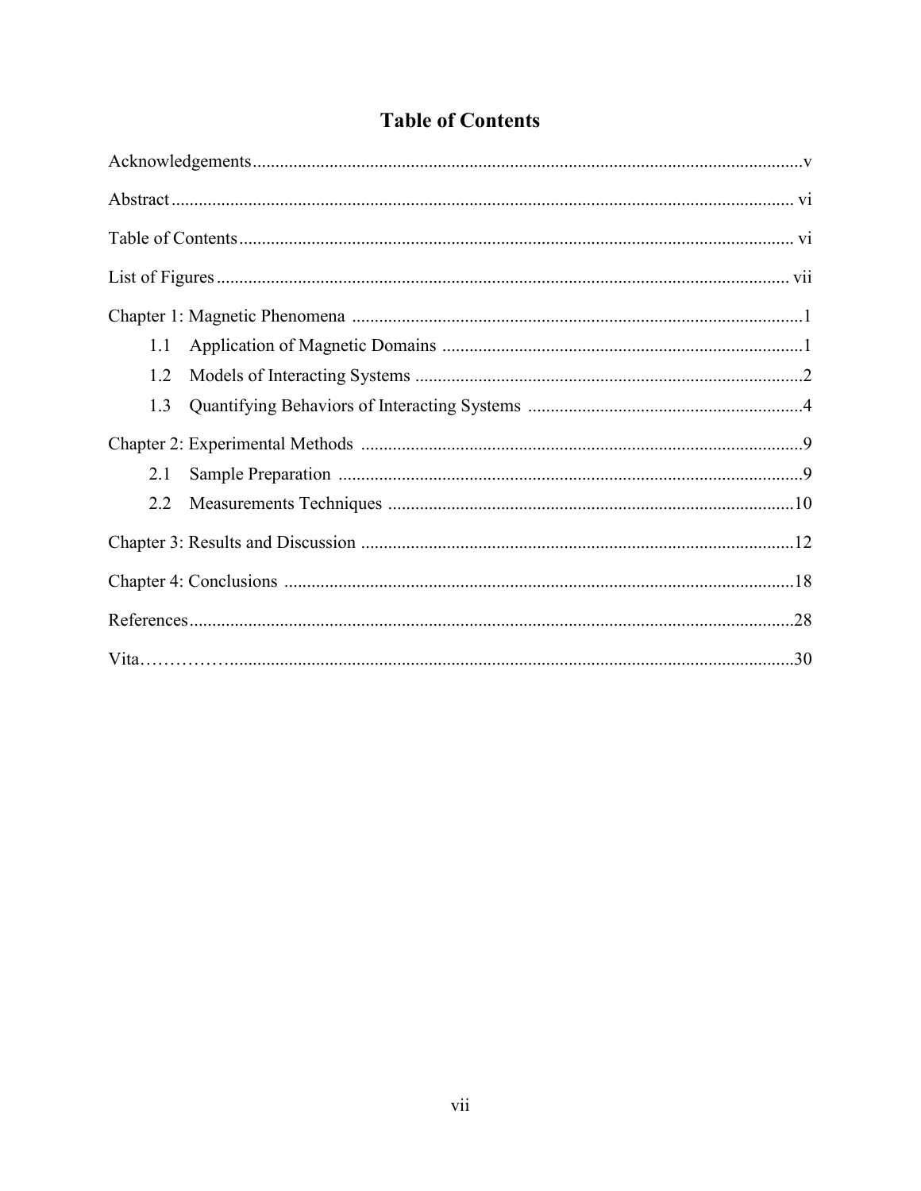# Table of Contents

Acknowledgements ........................................................................................................ v

Abstract ........................................................................................................................ vi

Table of Contents .......................................................................................................... vi

List of Figures .............................................................................................................. vii

Chapter 1: Magnetic Phenomena .................................................................................. 1

1.1 Application of Magnetic Domains .......................................................................... 1

1.2 Models of Interacting Systems ............................................................................... 2

1.3 Quantifying Behaviors of Interacting Systems ........................................................ 4

Chapter 2: Experimental Methods ................................................................................. 9

2.1 Sample Preparation ................................................................................................. 9

2.2 Measurements Techniques .................................................................................... 10

Chapter 3: Results and Discussion .............................................................................. 12

Chapter 4: Conclusions ................................................................................................ 18

References .................................................................................................................... 28

Vita…………….......................................................................................................... 30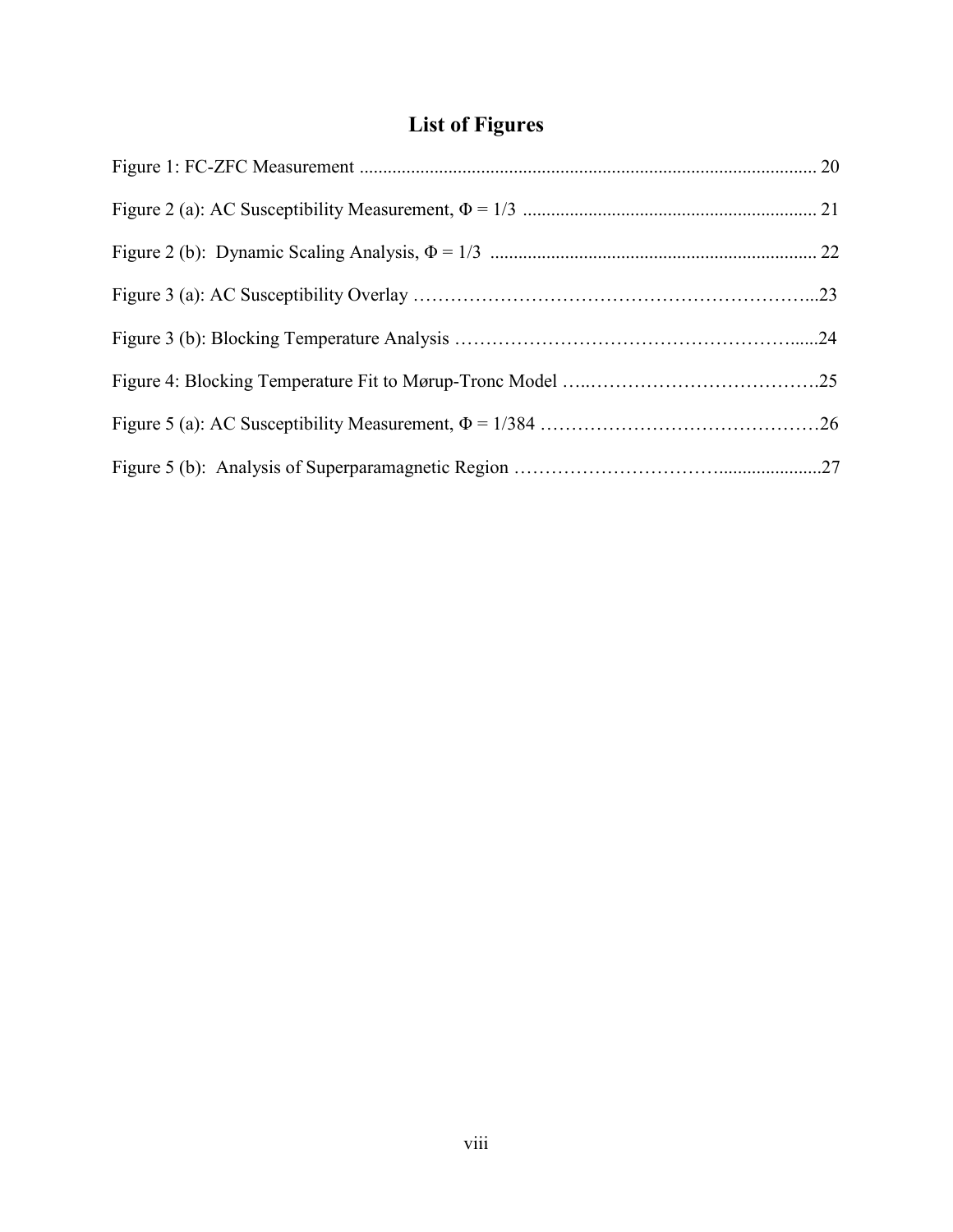# List of Figures

Figure 1: FC-ZFC Measurement ................................................................................................. 20

Figure 2 (a): AC Susceptibility Measurement, $\Phi = 1/3$ .............................................................. 21

Figure 2 (b): Dynamic Scaling Analysis, $\Phi = 1/3$ ..................................................................... 22

Figure 3 (a): AC Susceptibility Overlay ………………………………………………………...23

Figure 3 (b): Blocking Temperature Analysis …………………………………………….......24

Figure 4: Blocking Temperature Fit to Mørup-Tronc Model …..……………………………….25

Figure 5 (a): AC Susceptibility Measurement, $\Phi = 1/384$ ………………………………………26

Figure 5 (b): Analysis of Superparamagnetic Region ………………………….....................27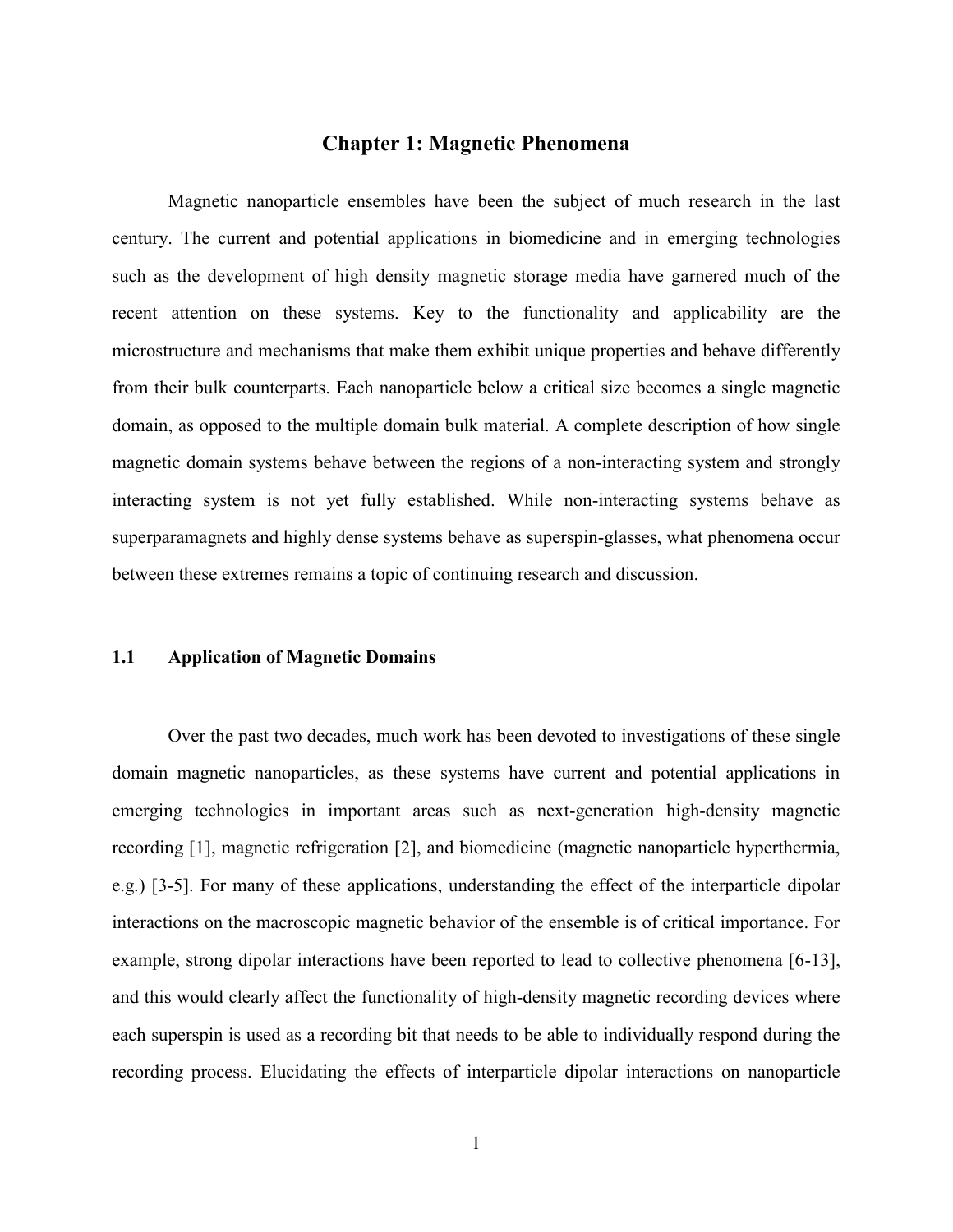# Chapter 1: Magnetic Phenomena

Magnetic nanoparticle ensembles have been the subject of much research in the last century. The current and potential applications in biomedicine and in emerging technologies such as the development of high density magnetic storage media have garnered much of the recent attention on these systems. Key to the functionality and applicability are the microstructure and mechanisms that make them exhibit unique properties and behave differently from their bulk counterparts. Each nanoparticle below a critical size becomes a single magnetic domain, as opposed to the multiple domain bulk material. A complete description of how single magnetic domain systems behave between the regions of a non-interacting system and strongly interacting system is not yet fully established. While non-interacting systems behave as superparamagnets and highly dense systems behave as superspin-glasses, what phenomena occur between these extremes remains a topic of continuing research and discussion.

## 1.1 Application of Magnetic Domains

Over the past two decades, much work has been devoted to investigations of these single domain magnetic nanoparticles, as these systems have current and potential applications in emerging technologies in important areas such as next-generation high-density magnetic recording [1], magnetic refrigeration [2], and biomedicine (magnetic nanoparticle hyperthermia, e.g.) [3-5]. For many of these applications, understanding the effect of the interparticle dipolar interactions on the macroscopic magnetic behavior of the ensemble is of critical importance. For example, strong dipolar interactions have been reported to lead to collective phenomena [6-13], and this would clearly affect the functionality of high-density magnetic recording devices where each superspin is used as a recording bit that needs to be able to individually respond during the recording process. Elucidating the effects of interparticle dipolar interactions on nanoparticle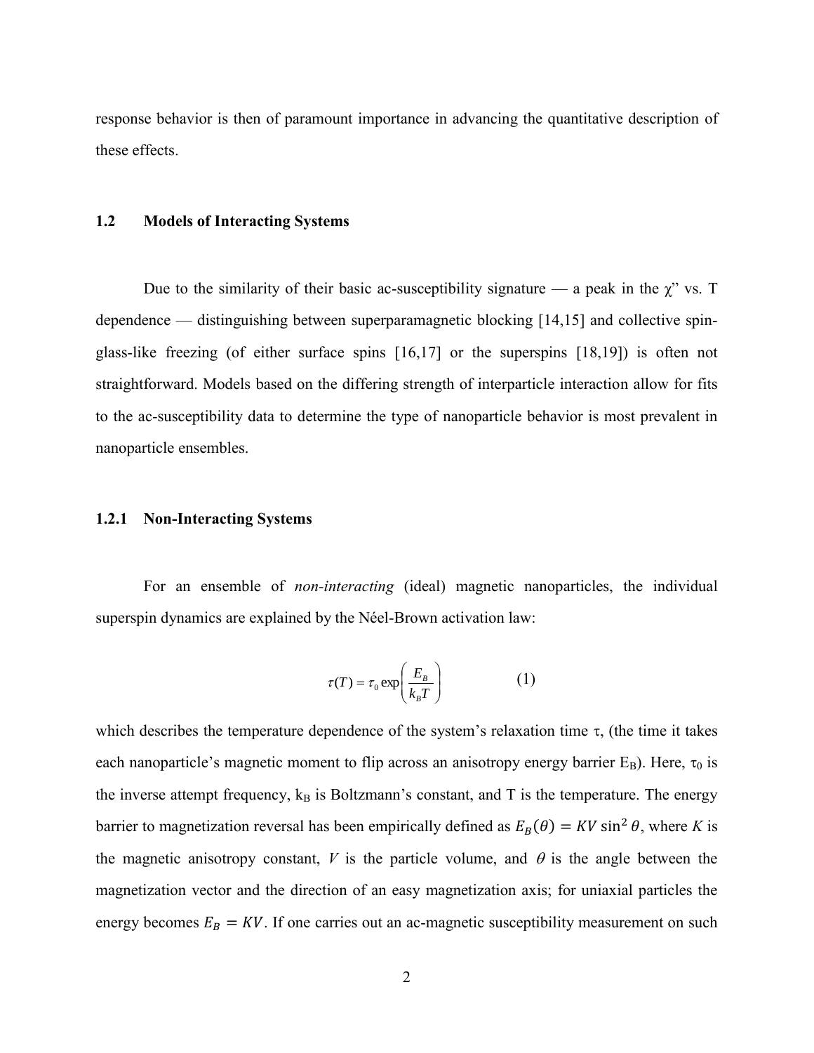response behavior is then of paramount importance in advancing the quantitative description of these effects.

## 1.2 Models of Interacting Systems

Due to the similarity of their basic ac-susceptibility signature — a peak in the χ" vs. T dependence — distinguishing between superparamagnetic blocking [14,15] and collective spin-glass-like freezing (of either surface spins [16,17] or the superspins [18,19]) is often not straightforward. Models based on the differing strength of interparticle interaction allow for fits to the ac-susceptibility data to determine the type of nanoparticle behavior is most prevalent in nanoparticle ensembles.

### 1.2.1 Non-Interacting Systems

For an ensemble of *non-interacting* (ideal) magnetic nanoparticles, the individual superspin dynamics are explained by the Néel-Brown activation law:

$$\tau(T) = \tau_0 \exp\left(\frac{E_B}{k_B T}\right) \qquad (1)$$

which describes the temperature dependence of the system's relaxation time τ, (the time it takes each nanoparticle's magnetic moment to flip across an anisotropy energy barrier $E_B$). Here, $\tau_0$ is the inverse attempt frequency, $k_B$ is Boltzmann's constant, and T is the temperature. The energy barrier to magnetization reversal has been empirically defined as $E_B(\theta) = KV\sin^2\theta$, where $K$ is the magnetic anisotropy constant, $V$ is the particle volume, and $\theta$ is the angle between the magnetization vector and the direction of an easy magnetization axis; for uniaxial particles the energy becomes $E_B = KV$. If one carries out an ac-magnetic susceptibility measurement on such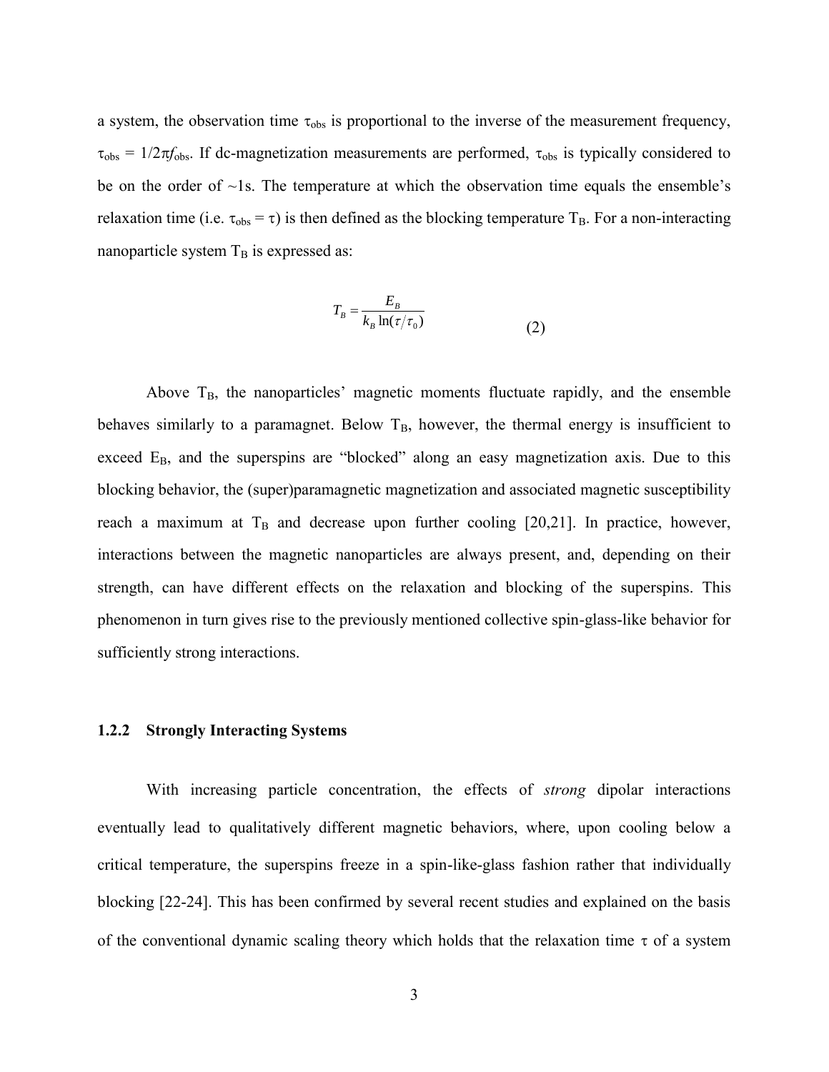a system, the observation time $\tau_{obs}$ is proportional to the inverse of the measurement frequency, $\tau_{obs} = 1/2\pi f_{obs}$. If dc-magnetization measurements are performed, $\tau_{obs}$ is typically considered to be on the order of ~1s. The temperature at which the observation time equals the ensemble's relaxation time (i.e. $\tau_{obs} = \tau$) is then defined as the blocking temperature $T_B$. For a non-interacting nanoparticle system $T_B$ is expressed as:

$$T_B = \frac{E_B}{k_B \ln(\tau/\tau_0)} \tag{2}$$

Above $T_B$, the nanoparticles' magnetic moments fluctuate rapidly, and the ensemble behaves similarly to a paramagnet. Below $T_B$, however, the thermal energy is insufficient to exceed $E_B$, and the superspins are "blocked" along an easy magnetization axis. Due to this blocking behavior, the (super)paramagnetic magnetization and associated magnetic susceptibility reach a maximum at $T_B$ and decrease upon further cooling [20,21]. In practice, however, interactions between the magnetic nanoparticles are always present, and, depending on their strength, can have different effects on the relaxation and blocking of the superspins. This phenomenon in turn gives rise to the previously mentioned collective spin-glass-like behavior for sufficiently strong interactions.

### 1.2.2 Strongly Interacting Systems

With increasing particle concentration, the effects of *strong* dipolar interactions eventually lead to qualitatively different magnetic behaviors, where, upon cooling below a critical temperature, the superspins freeze in a spin-like-glass fashion rather that individually blocking [22-24]. This has been confirmed by several recent studies and explained on the basis of the conventional dynamic scaling theory which holds that the relaxation time $\tau$ of a system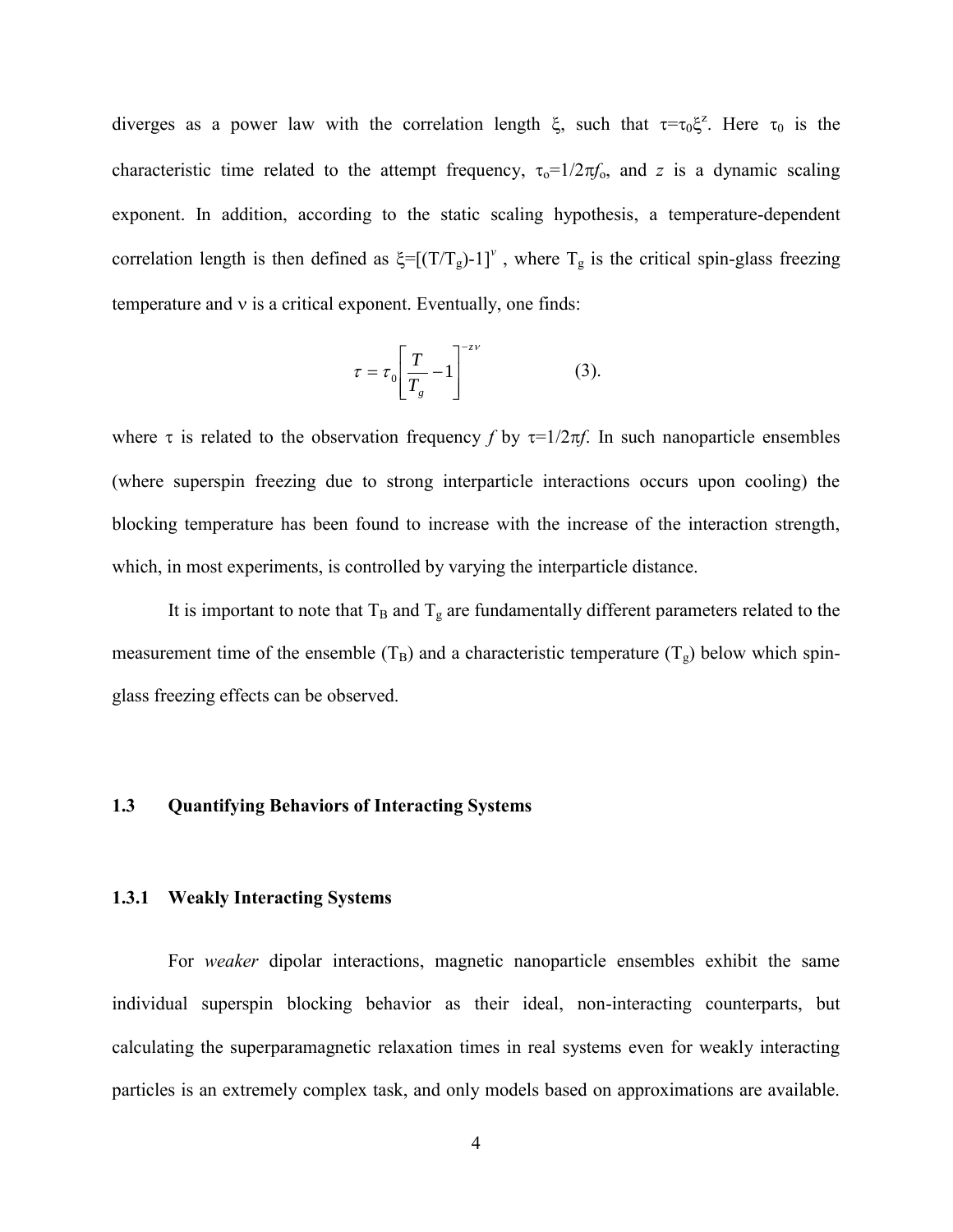diverges as a power law with the correlation length $\xi$, such that $\tau=\tau_0\xi^z$. Here $\tau_0$ is the characteristic time related to the attempt frequency, $\tau_o=1/2\pi f_o$, and $z$ is a dynamic scaling exponent. In addition, according to the static scaling hypothesis, a temperature-dependent correlation length is then defined as $\xi=[(T/T_g)-1]^{\nu}$, where $T_g$ is the critical spin-glass freezing temperature and $\nu$ is a critical exponent. Eventually, one finds:

$$\tau = \tau_0 \left[ \frac{T}{T_g} - 1 \right]^{-z\nu} \qquad (3).$$

where $\tau$ is related to the observation frequency $f$ by $\tau=1/2\pi f$. In such nanoparticle ensembles (where superspin freezing due to strong interparticle interactions occurs upon cooling) the blocking temperature has been found to increase with the increase of the interaction strength, which, in most experiments, is controlled by varying the interparticle distance.

It is important to note that $T_B$ and $T_g$ are fundamentally different parameters related to the measurement time of the ensemble ($T_B$) and a characteristic temperature ($T_g$) below which spin-glass freezing effects can be observed.

## 1.3 Quantifying Behaviors of Interacting Systems

### 1.3.1 Weakly Interacting Systems

For *weaker* dipolar interactions, magnetic nanoparticle ensembles exhibit the same individual superspin blocking behavior as their ideal, non-interacting counterparts, but calculating the superparamagnetic relaxation times in real systems even for weakly interacting particles is an extremely complex task, and only models based on approximations are available.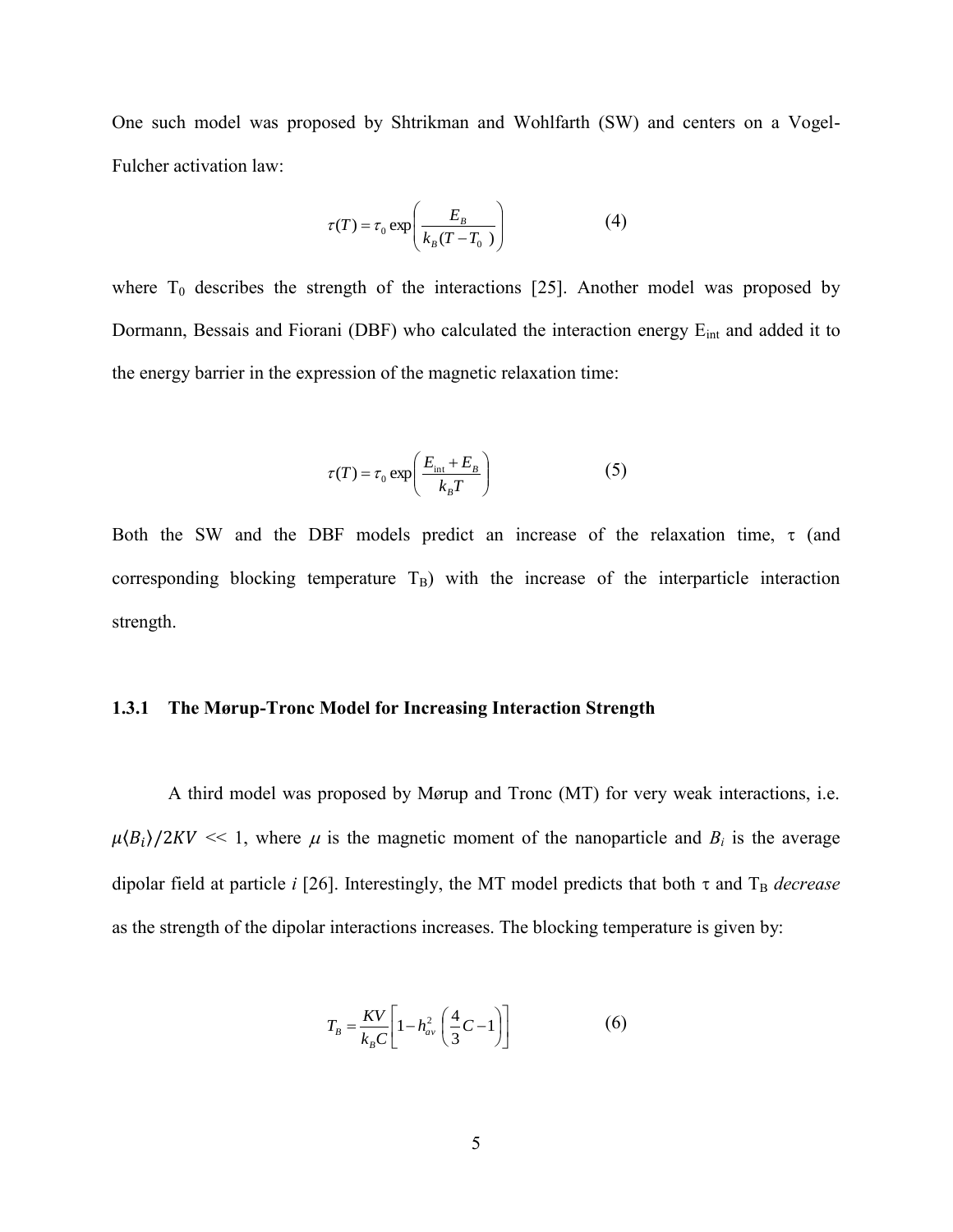One such model was proposed by Shtrikman and Wohlfarth (SW) and centers on a Vogel-Fulcher activation law:

$$\tau(T) = \tau_0 \exp\left( \frac{E_B}{k_B (T - T_0\ )} \right) \qquad (4)$$

where $T_0$ describes the strength of the interactions [25]. Another model was proposed by Dormann, Bessais and Fiorani (DBF) who calculated the interaction energy $E_{int}$ and added it to the energy barrier in the expression of the magnetic relaxation time:

$$\tau(T) = \tau_0 \exp\left( \frac{E_{\text{int}} + E_B}{k_B T} \right) \qquad (5)$$

Both the SW and the DBF models predict an increase of the relaxation time, $\tau$ (and corresponding blocking temperature $T_B$) with the increase of the interparticle interaction strength.

### 1.3.1 The Mørup-Tronc Model for Increasing Interaction Strength

A third model was proposed by Mørup and Tronc (MT) for very weak interactions, i.e. $\mu\langle B_i \rangle / 2KV << 1$, where $\mu$ is the magnetic moment of the nanoparticle and $B_i$ is the average dipolar field at particle $i$ [26]. Interestingly, the MT model predicts that both $\tau$ and $T_B$ *decrease* as the strength of the dipolar interactions increases. The blocking temperature is given by:

$$T_B = \frac{KV}{k_B C} \left[ 1 - h_{av}^2 \left( \frac{4}{3} C - 1 \right) \right] \qquad (6)$$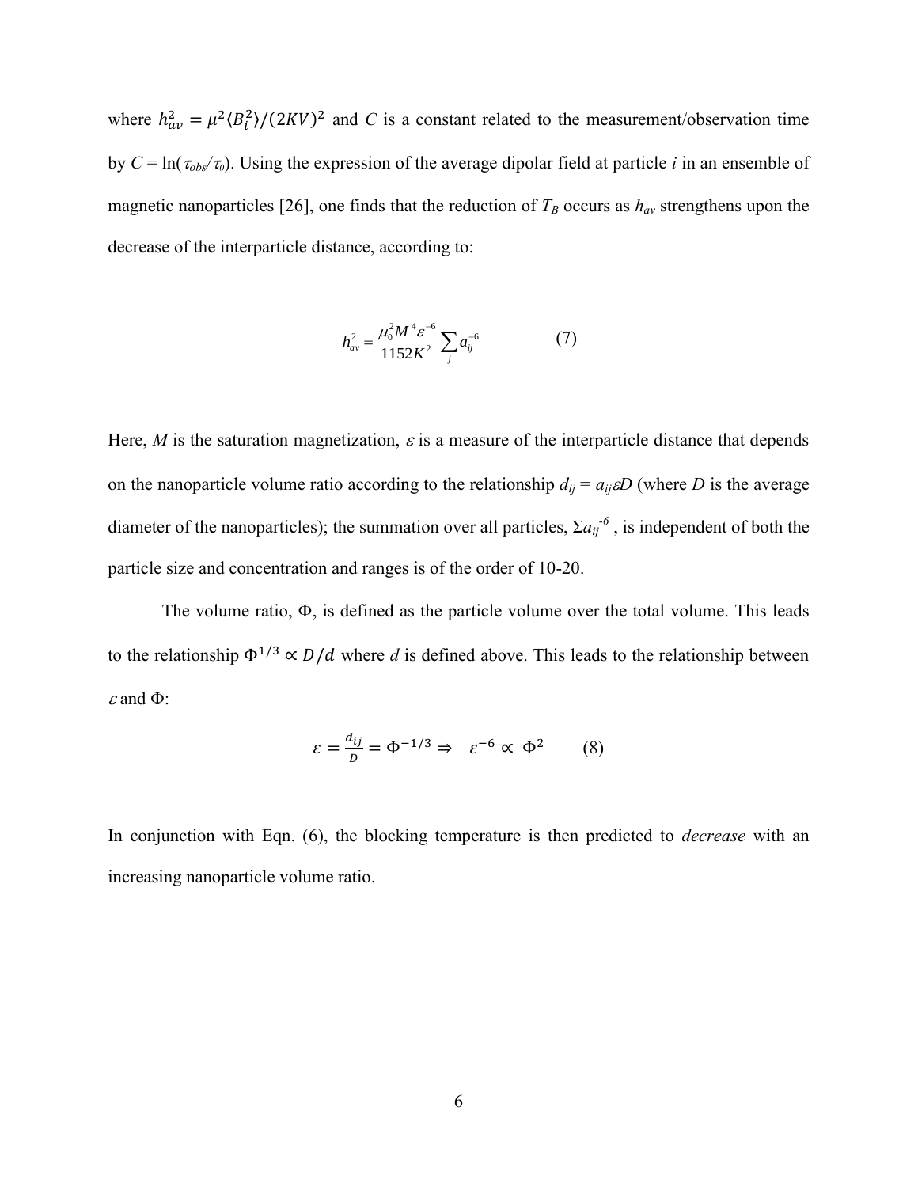where $h_{av}^2 = \mu^2 \langle B_i^2 \rangle / (2KV)^2$ and $C$ is a constant related to the measurement/observation time by $C = \ln(\tau_{obs}/\tau_0)$. Using the expression of the average dipolar field at particle $i$ in an ensemble of magnetic nanoparticles [26], one finds that the reduction of $T_B$ occurs as $h_{av}$ strengthens upon the decrease of the interparticle distance, according to:

$$h_{av}^2 = \frac{\mu_0^2 M^4 \varepsilon^{-6}}{1152 K^2} \sum_j a_{ij}^{-6} \qquad (7)$$

Here, $M$ is the saturation magnetization, $\varepsilon$ is a measure of the interparticle distance that depends on the nanoparticle volume ratio according to the relationship $d_{ij} = a_{ij}\varepsilon D$ (where $D$ is the average diameter of the nanoparticles); the summation over all particles, $\Sigma a_{ij}^{-6}$ , is independent of both the particle size and concentration and ranges is of the order of 10-20.

The volume ratio, $\Phi$, is defined as the particle volume over the total volume. This leads to the relationship $\Phi^{1/3} \propto D/d$ where $d$ is defined above. This leads to the relationship between $\varepsilon$ and $\Phi$:

$$\varepsilon = \frac{d_{ij}}{D} = \Phi^{-1/3} \Rightarrow \quad \varepsilon^{-6} \propto \Phi^2 \qquad (8)$$

In conjunction with Eqn. (6), the blocking temperature is then predicted to *decrease* with an increasing nanoparticle volume ratio.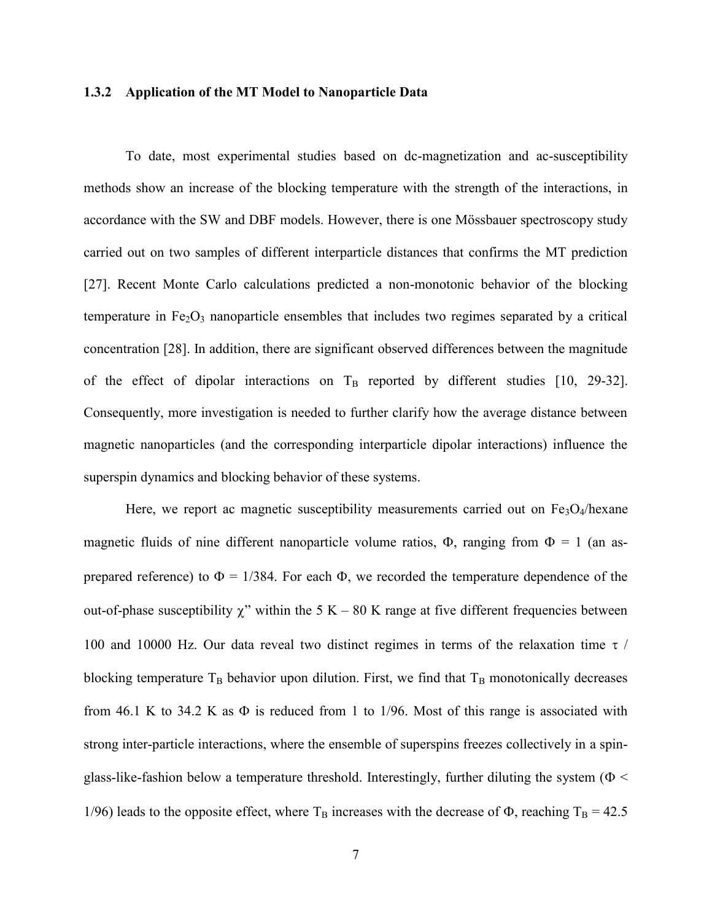### 1.3.2 Application of the MT Model to Nanoparticle Data

To date, most experimental studies based on dc-magnetization and ac-susceptibility methods show an increase of the blocking temperature with the strength of the interactions, in accordance with the SW and DBF models. However, there is one Mössbauer spectroscopy study carried out on two samples of different interparticle distances that confirms the MT prediction [27]. Recent Monte Carlo calculations predicted a non-monotonic behavior of the blocking temperature in $Fe_2O_3$ nanoparticle ensembles that includes two regimes separated by a critical concentration [28]. In addition, there are significant observed differences between the magnitude of the effect of dipolar interactions on $T_B$ reported by different studies [10, 29-32]. Consequently, more investigation is needed to further clarify how the average distance between magnetic nanoparticles (and the corresponding interparticle dipolar interactions) influence the superspin dynamics and blocking behavior of these systems.

Here, we report ac magnetic susceptibility measurements carried out on $Fe_3O_4$/hexane magnetic fluids of nine different nanoparticle volume ratios, $\Phi$, ranging from $\Phi = 1$ (an as-prepared reference) to $\Phi = 1/384$. For each $\Phi$, we recorded the temperature dependence of the out-of-phase susceptibility $\chi''$ within the 5 K – 80 K range at five different frequencies between 100 and 10000 Hz. Our data reveal two distinct regimes in terms of the relaxation time $\tau$ / blocking temperature $T_B$ behavior upon dilution. First, we find that $T_B$ monotonically decreases from 46.1 K to 34.2 K as $\Phi$ is reduced from 1 to 1/96. Most of this range is associated with strong inter-particle interactions, where the ensemble of superspins freezes collectively in a spin-glass-like-fashion below a temperature threshold. Interestingly, further diluting the system ($\Phi <$ 1/96) leads to the opposite effect, where $T_B$ increases with the decrease of $\Phi$, reaching $T_B = 42.5$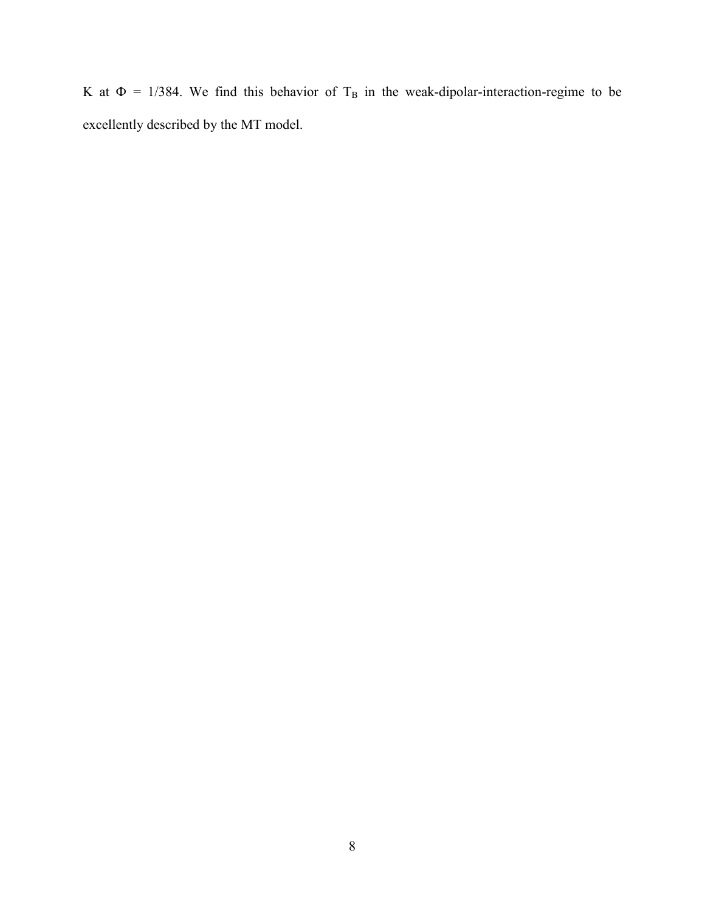K at $\Phi$ = 1/384. We find this behavior of $T_B$ in the weak-dipolar-interaction-regime to be excellently described by the MT model.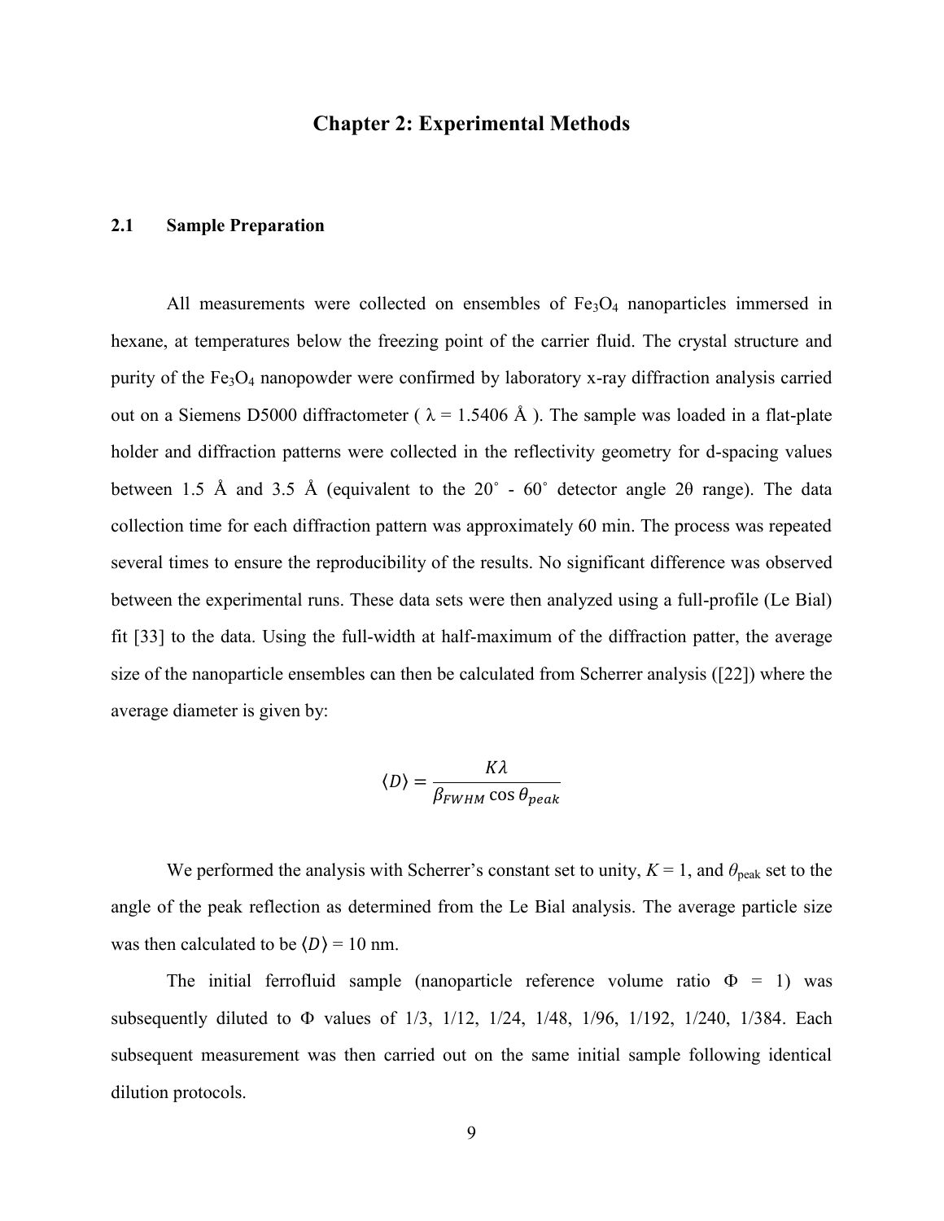# Chapter 2: Experimental Methods

## 2.1 Sample Preparation

All measurements were collected on ensembles of $Fe_3O_4$ nanoparticles immersed in hexane, at temperatures below the freezing point of the carrier fluid. The crystal structure and purity of the $Fe_3O_4$ nanopowder were confirmed by laboratory x-ray diffraction analysis carried out on a Siemens D5000 diffractometer ( $\lambda = 1.5406$ Å ). The sample was loaded in a flat-plate holder and diffraction patterns were collected in the reflectivity geometry for d-spacing values between 1.5 Å and 3.5 Å (equivalent to the 20˚ - 60˚ detector angle 2θ range). The data collection time for each diffraction pattern was approximately 60 min. The process was repeated several times to ensure the reproducibility of the results. No significant difference was observed between the experimental runs. These data sets were then analyzed using a full-profile (Le Bial) fit [33] to the data. Using the full-width at half-maximum of the diffraction patter, the average size of the nanoparticle ensembles can then be calculated from Scherrer analysis ([22]) where the average diameter is given by:

$$\langle D \rangle = \frac{K\lambda}{\beta_{FWHM} \cos \theta_{peak}}$$

We performed the analysis with Scherrer's constant set to unity, $K = 1$, and $\theta_{peak}$ set to the angle of the peak reflection as determined from the Le Bial analysis. The average particle size was then calculated to be $\langle D \rangle = 10$ nm.

The initial ferrofluid sample (nanoparticle reference volume ratio $\Phi = 1$) was subsequently diluted to $\Phi$ values of 1/3, 1/12, 1/24, 1/48, 1/96, 1/192, 1/240, 1/384. Each subsequent measurement was then carried out on the same initial sample following identical dilution protocols.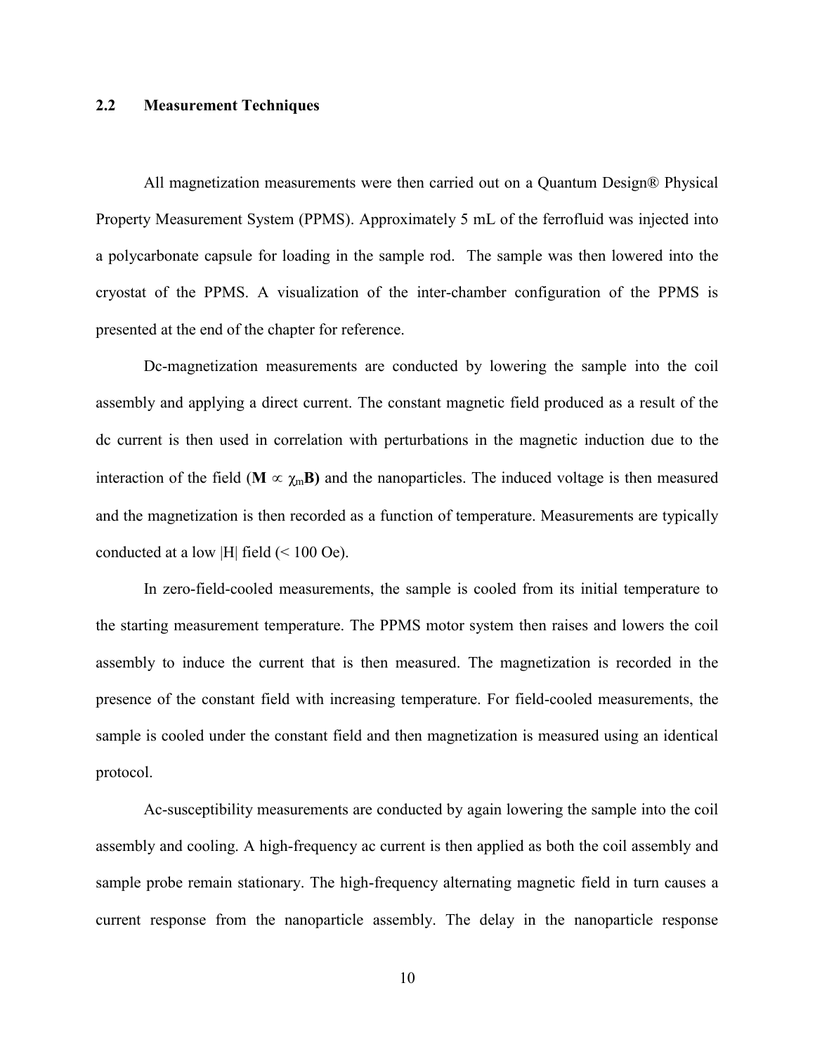### 2.2 Measurement Techniques

All magnetization measurements were then carried out on a Quantum Design® Physical Property Measurement System (PPMS). Approximately 5 mL of the ferrofluid was injected into a polycarbonate capsule for loading in the sample rod. The sample was then lowered into the cryostat of the PPMS. A visualization of the inter-chamber configuration of the PPMS is presented at the end of the chapter for reference.

Dc-magnetization measurements are conducted by lowering the sample into the coil assembly and applying a direct current. The constant magnetic field produced as a result of the dc current is then used in correlation with perturbations in the magnetic induction due to the interaction of the field ($\mathbf{M} \propto \chi_m \mathbf{B}$) and the nanoparticles. The induced voltage is then measured and the magnetization is then recorded as a function of temperature. Measurements are typically conducted at a low $|H|$ field (< 100 Oe).

In zero-field-cooled measurements, the sample is cooled from its initial temperature to the starting measurement temperature. The PPMS motor system then raises and lowers the coil assembly to induce the current that is then measured. The magnetization is recorded in the presence of the constant field with increasing temperature. For field-cooled measurements, the sample is cooled under the constant field and then magnetization is measured using an identical protocol.

Ac-susceptibility measurements are conducted by again lowering the sample into the coil assembly and cooling. A high-frequency ac current is then applied as both the coil assembly and sample probe remain stationary. The high-frequency alternating magnetic field in turn causes a current response from the nanoparticle assembly. The delay in the nanoparticle response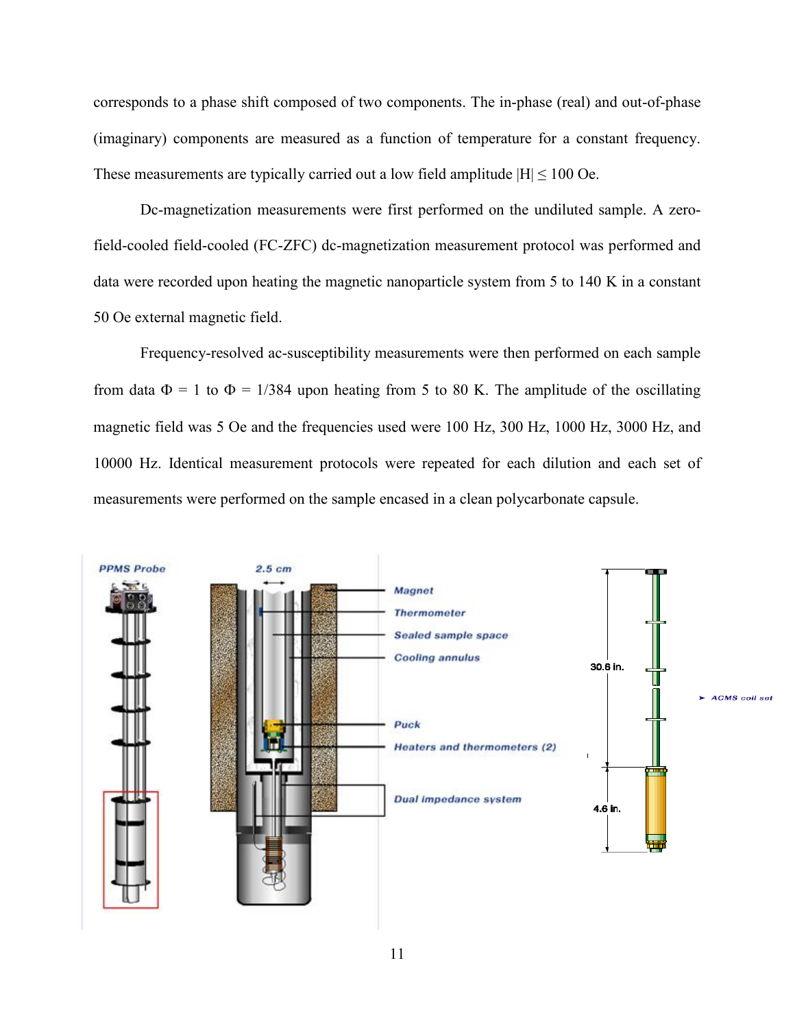corresponds to a phase shift composed of two components. The in-phase (real) and out-of-phase (imaginary) components are measured as a function of temperature for a constant frequency. These measurements are typically carried out a low field amplitude $|H| \leq 100$ Oe.

Dc-magnetization measurements were first performed on the undiluted sample. A zero-field-cooled field-cooled (FC-ZFC) dc-magnetization measurement protocol was performed and data were recorded upon heating the magnetic nanoparticle system from 5 to 140 K in a constant 50 Oe external magnetic field.

Frequency-resolved ac-susceptibility measurements were then performed on each sample from data $\Phi = 1$ to $\Phi = 1/384$ upon heating from 5 to 80 K. The amplitude of the oscillating magnetic field was 5 Oe and the frequencies used were 100 Hz, 300 Hz, 1000 Hz, 3000 Hz, and 10000 Hz. Identical measurement protocols were repeated for each dilution and each set of measurements were performed on the sample encased in a clean polycarbonate capsule.

PPMS Probe

2.5 cm

Magnet

Thermometer

Sealed sample space

Cooling annulus

Puck

Heaters and thermometers (2)

Dual impedance system

30.6 in.

4.6 in.

➤ ACMS coil set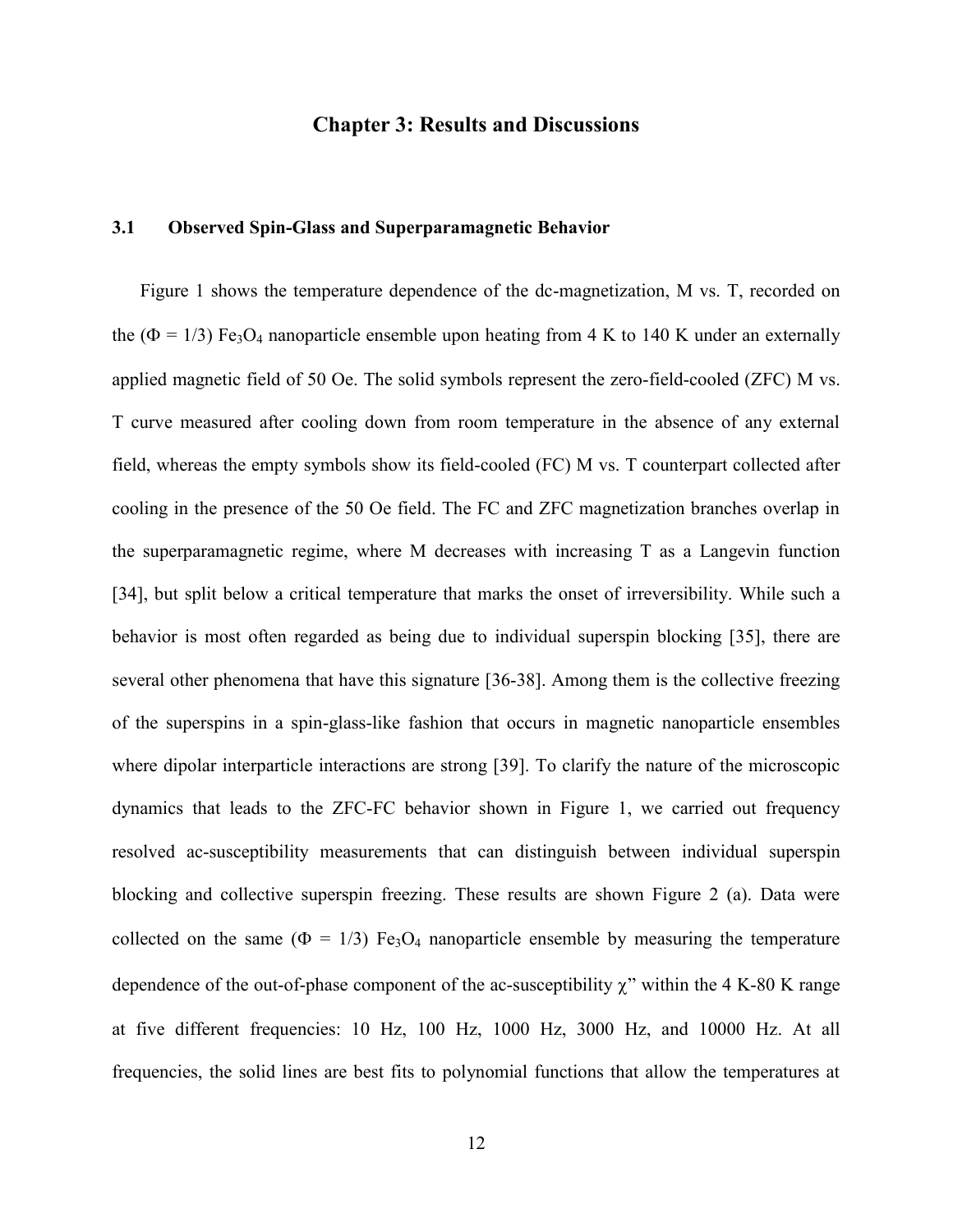# Chapter 3: Results and Discussions

## 3.1 Observed Spin-Glass and Superparamagnetic Behavior

Figure 1 shows the temperature dependence of the dc-magnetization, M vs. T, recorded on the ($\Phi = 1/3$) $Fe_3O_4$ nanoparticle ensemble upon heating from 4 K to 140 K under an externally applied magnetic field of 50 Oe. The solid symbols represent the zero-field-cooled (ZFC) M vs. T curve measured after cooling down from room temperature in the absence of any external field, whereas the empty symbols show its field-cooled (FC) M vs. T counterpart collected after cooling in the presence of the 50 Oe field. The FC and ZFC magnetization branches overlap in the superparamagnetic regime, where M decreases with increasing T as a Langevin function [34], but split below a critical temperature that marks the onset of irreversibility. While such a behavior is most often regarded as being due to individual superspin blocking [35], there are several other phenomena that have this signature [36-38]. Among them is the collective freezing of the superspins in a spin-glass-like fashion that occurs in magnetic nanoparticle ensembles where dipolar interparticle interactions are strong [39]. To clarify the nature of the microscopic dynamics that leads to the ZFC-FC behavior shown in Figure 1, we carried out frequency resolved ac-susceptibility measurements that can distinguish between individual superspin blocking and collective superspin freezing. These results are shown Figure 2 (a). Data were collected on the same ($\Phi = 1/3$) $Fe_3O_4$ nanoparticle ensemble by measuring the temperature dependence of the out-of-phase component of the ac-susceptibility $\chi''$ within the 4 K-80 K range at five different frequencies: 10 Hz, 100 Hz, 1000 Hz, 3000 Hz, and 10000 Hz. At all frequencies, the solid lines are best fits to polynomial functions that allow the temperatures at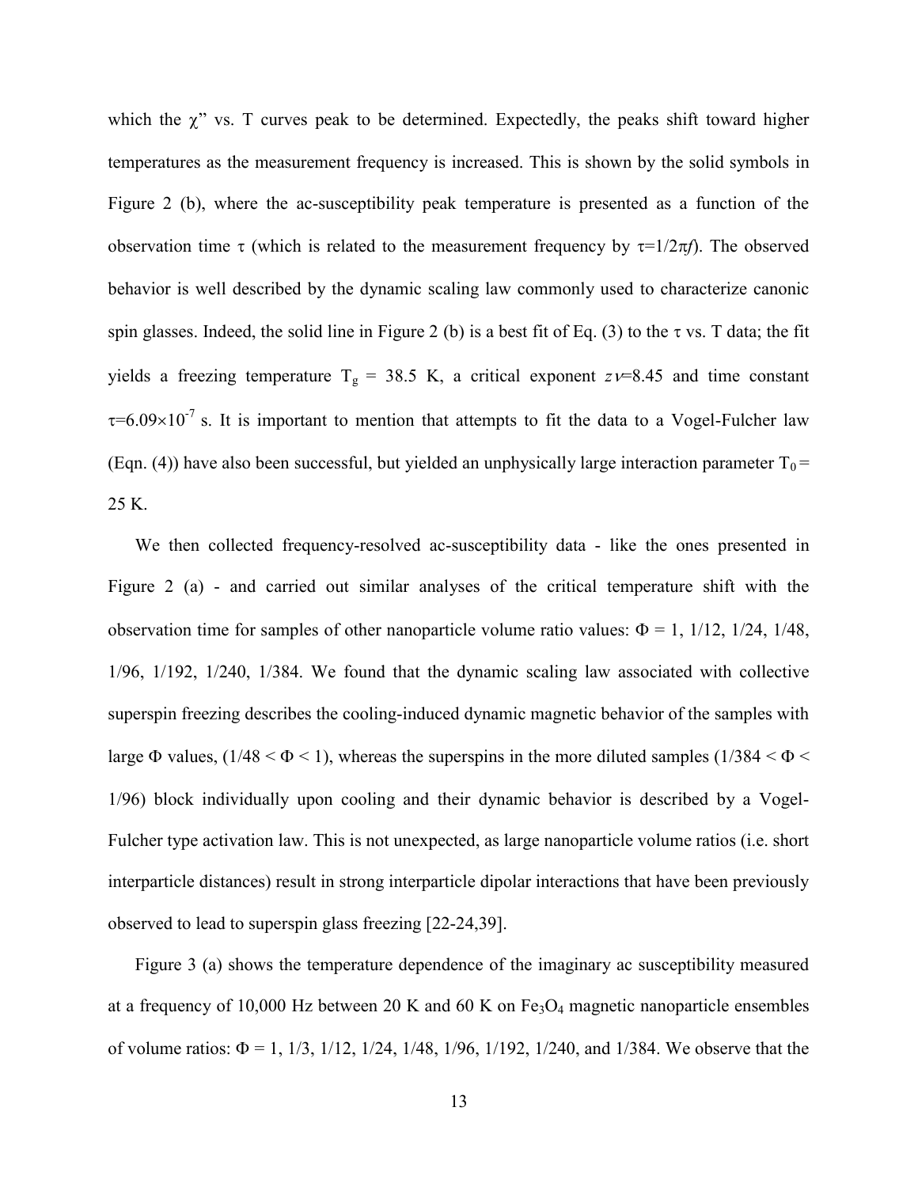which the χ" vs. T curves peak to be determined. Expectedly, the peaks shift toward higher temperatures as the measurement frequency is increased. This is shown by the solid symbols in Figure 2 (b), where the ac-susceptibility peak temperature is presented as a function of the observation time $\tau$ (which is related to the measurement frequency by $\tau = 1/2\pi f$). The observed behavior is well described by the dynamic scaling law commonly used to characterize canonic spin glasses. Indeed, the solid line in Figure 2 (b) is a best fit of Eq. (3) to the $\tau$ vs. T data; the fit yields a freezing temperature $T_g$ = 38.5 K, a critical exponent $z\nu$=8.45 and time constant $\tau = 6.09 \times 10^{-7}$ s. It is important to mention that attempts to fit the data to a Vogel-Fulcher law (Eqn. (4)) have also been successful, but yielded an unphysically large interaction parameter $T_0$ = 25 K.

We then collected frequency-resolved ac-susceptibility data - like the ones presented in Figure 2 (a) - and carried out similar analyses of the critical temperature shift with the observation time for samples of other nanoparticle volume ratio values: $\Phi$ = 1, 1/12, 1/24, 1/48, 1/96, 1/192, 1/240, 1/384. We found that the dynamic scaling law associated with collective superspin freezing describes the cooling-induced dynamic magnetic behavior of the samples with large $\Phi$ values, ($1/48 < \Phi < 1$), whereas the superspins in the more diluted samples ($1/384 < \Phi < 1/96$) block individually upon cooling and their dynamic behavior is described by a Vogel-Fulcher type activation law. This is not unexpected, as large nanoparticle volume ratios (i.e. short interparticle distances) result in strong interparticle dipolar interactions that have been previously observed to lead to superspin glass freezing [22-24,39].

Figure 3 (a) shows the temperature dependence of the imaginary ac susceptibility measured at a frequency of 10,000 Hz between 20 K and 60 K on $Fe_3O_4$ magnetic nanoparticle ensembles of volume ratios: $\Phi$ = 1, 1/3, 1/12, 1/24, 1/48, 1/96, 1/192, 1/240, and 1/384. We observe that the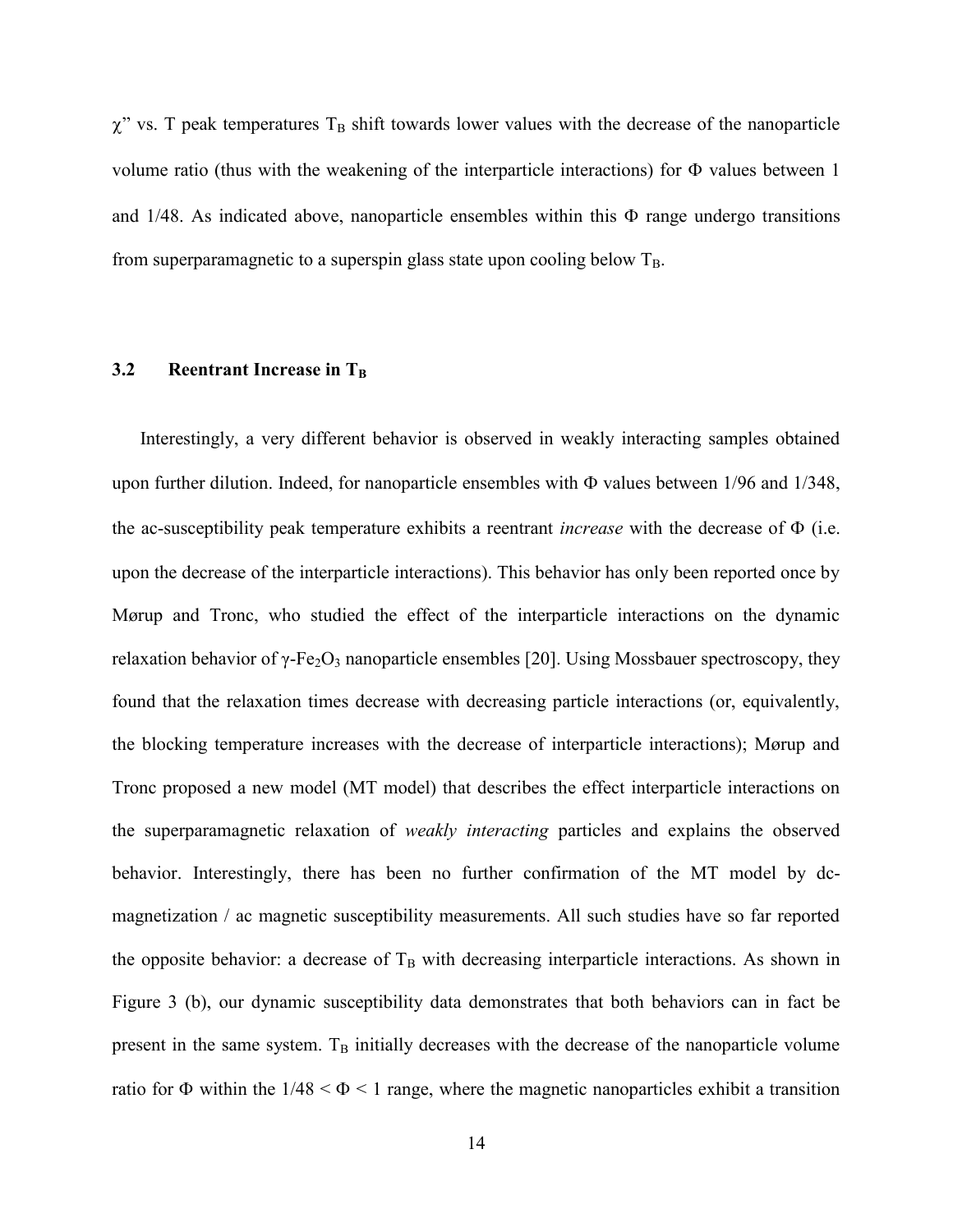$\chi$" vs. T peak temperatures $T_B$ shift towards lower values with the decrease of the nanoparticle volume ratio (thus with the weakening of the interparticle interactions) for $\Phi$ values between 1 and 1/48. As indicated above, nanoparticle ensembles within this $\Phi$ range undergo transitions from superparamagnetic to a superspin glass state upon cooling below $T_B$.

### 3.2 Reentrant Increase in $T_B$

Interestingly, a very different behavior is observed in weakly interacting samples obtained upon further dilution. Indeed, for nanoparticle ensembles with $\Phi$ values between 1/96 and 1/348, the ac-susceptibility peak temperature exhibits a reentrant *increase* with the decrease of $\Phi$ (i.e. upon the decrease of the interparticle interactions). This behavior has only been reported once by Mørup and Tronc, who studied the effect of the interparticle interactions on the dynamic relaxation behavior of $\gamma$-$Fe_2O_3$ nanoparticle ensembles [20]. Using Mossbauer spectroscopy, they found that the relaxation times decrease with decreasing particle interactions (or, equivalently, the blocking temperature increases with the decrease of interparticle interactions); Mørup and Tronc proposed a new model (MT model) that describes the effect interparticle interactions on the superparamagnetic relaxation of *weakly interacting* particles and explains the observed behavior. Interestingly, there has been no further confirmation of the MT model by dc-magnetization / ac magnetic susceptibility measurements. All such studies have so far reported the opposite behavior: a decrease of $T_B$ with decreasing interparticle interactions. As shown in Figure 3 (b), our dynamic susceptibility data demonstrates that both behaviors can in fact be present in the same system. $T_B$ initially decreases with the decrease of the nanoparticle volume ratio for $\Phi$ within the $1/48 < \Phi < 1$ range, where the magnetic nanoparticles exhibit a transition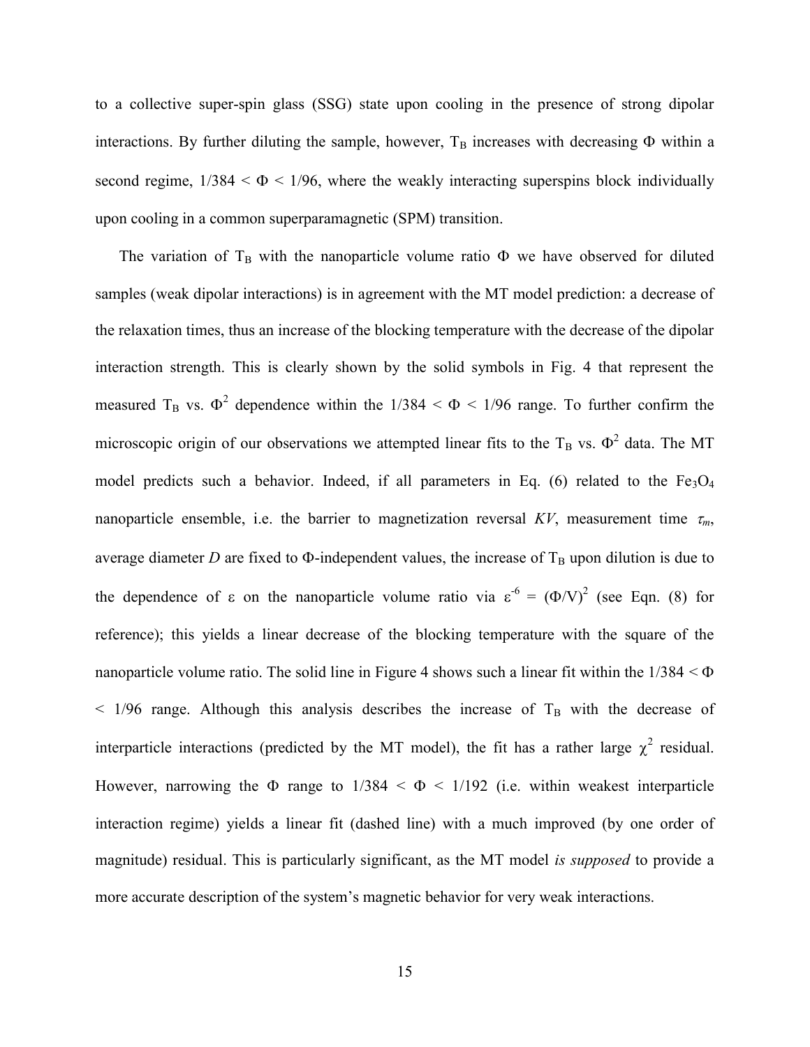to a collective super-spin glass (SSG) state upon cooling in the presence of strong dipolar interactions. By further diluting the sample, however, $T_B$ increases with decreasing $\Phi$ within a second regime, $1/384 < \Phi < 1/96$, where the weakly interacting superspins block individually upon cooling in a common superparamagnetic (SPM) transition.

The variation of $T_B$ with the nanoparticle volume ratio $\Phi$ we have observed for diluted samples (weak dipolar interactions) is in agreement with the MT model prediction: a decrease of the relaxation times, thus an increase of the blocking temperature with the decrease of the dipolar interaction strength. This is clearly shown by the solid symbols in Fig. 4 that represent the measured $T_B$ vs. $\Phi^2$ dependence within the $1/384 < \Phi < 1/96$ range. To further confirm the microscopic origin of our observations we attempted linear fits to the $T_B$ vs. $\Phi^2$ data. The MT model predicts such a behavior. Indeed, if all parameters in Eq. (6) related to the $Fe_3O_4$ nanoparticle ensemble, i.e. the barrier to magnetization reversal $KV$, measurement time $\tau_m$, average diameter $D$ are fixed to $\Phi$-independent values, the increase of $T_B$ upon dilution is due to the dependence of $\varepsilon$ on the nanoparticle volume ratio via $\varepsilon^{-6} = (\Phi/V)^2$ (see Eqn. (8) for reference); this yields a linear decrease of the blocking temperature with the square of the nanoparticle volume ratio. The solid line in Figure 4 shows such a linear fit within the $1/384 < \Phi < 1/96$ range. Although this analysis describes the increase of $T_B$ with the decrease of interparticle interactions (predicted by the MT model), the fit has a rather large $\chi^2$ residual. However, narrowing the $\Phi$ range to $1/384 < \Phi < 1/192$ (i.e. within weakest interparticle interaction regime) yields a linear fit (dashed line) with a much improved (by one order of magnitude) residual. This is particularly significant, as the MT model *is supposed* to provide a more accurate description of the system's magnetic behavior for very weak interactions.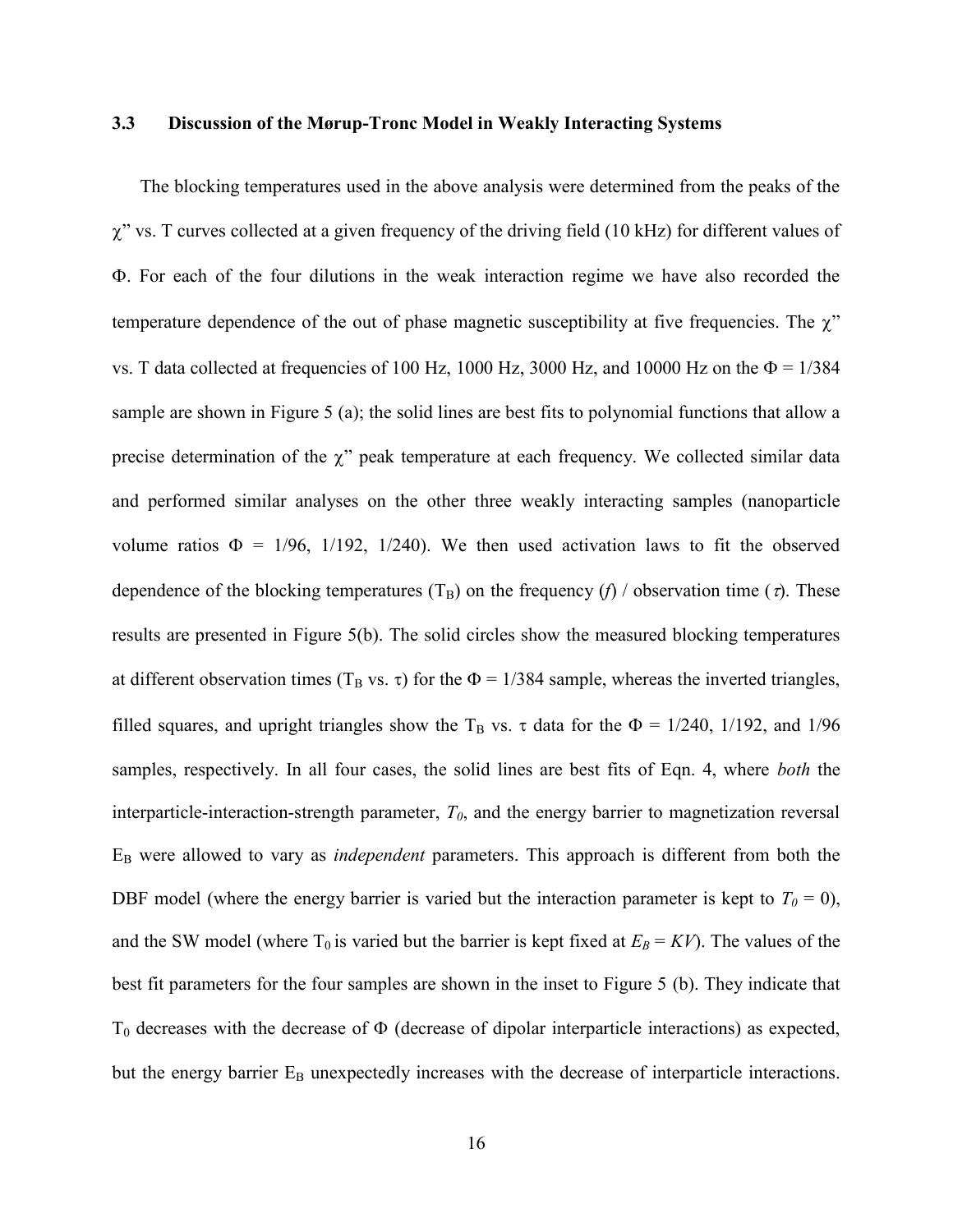### 3.3 Discussion of the Mørup-Tronc Model in Weakly Interacting Systems

The blocking temperatures used in the above analysis were determined from the peaks of the χ" vs. T curves collected at a given frequency of the driving field (10 kHz) for different values of Φ. For each of the four dilutions in the weak interaction regime we have also recorded the temperature dependence of the out of phase magnetic susceptibility at five frequencies. The χ" vs. T data collected at frequencies of 100 Hz, 1000 Hz, 3000 Hz, and 10000 Hz on the Φ = 1/384 sample are shown in Figure 5 (a); the solid lines are best fits to polynomial functions that allow a precise determination of the χ" peak temperature at each frequency. We collected similar data and performed similar analyses on the other three weakly interacting samples (nanoparticle volume ratios Φ = 1/96, 1/192, 1/240). We then used activation laws to fit the observed dependence of the blocking temperatures ($T_B$) on the frequency (*f*) / observation time (*τ*). These results are presented in Figure 5(b). The solid circles show the measured blocking temperatures at different observation times ($T_B$ vs. τ) for the Φ = 1/384 sample, whereas the inverted triangles, filled squares, and upright triangles show the $T_B$ vs. τ data for the Φ = 1/240, 1/192, and 1/96 samples, respectively. In all four cases, the solid lines are best fits of Eqn. 4, where *both* the interparticle-interaction-strength parameter, $T_0$, and the energy barrier to magnetization reversal $E_B$ were allowed to vary as *independent* parameters. This approach is different from both the DBF model (where the energy barrier is varied but the interaction parameter is kept to $T_0 = 0$), and the SW model (where $T_0$ is varied but the barrier is kept fixed at $E_B = KV$). The values of the best fit parameters for the four samples are shown in the inset to Figure 5 (b). They indicate that $T_0$ decreases with the decrease of Φ (decrease of dipolar interparticle interactions) as expected, but the energy barrier $E_B$ unexpectedly increases with the decrease of interparticle interactions.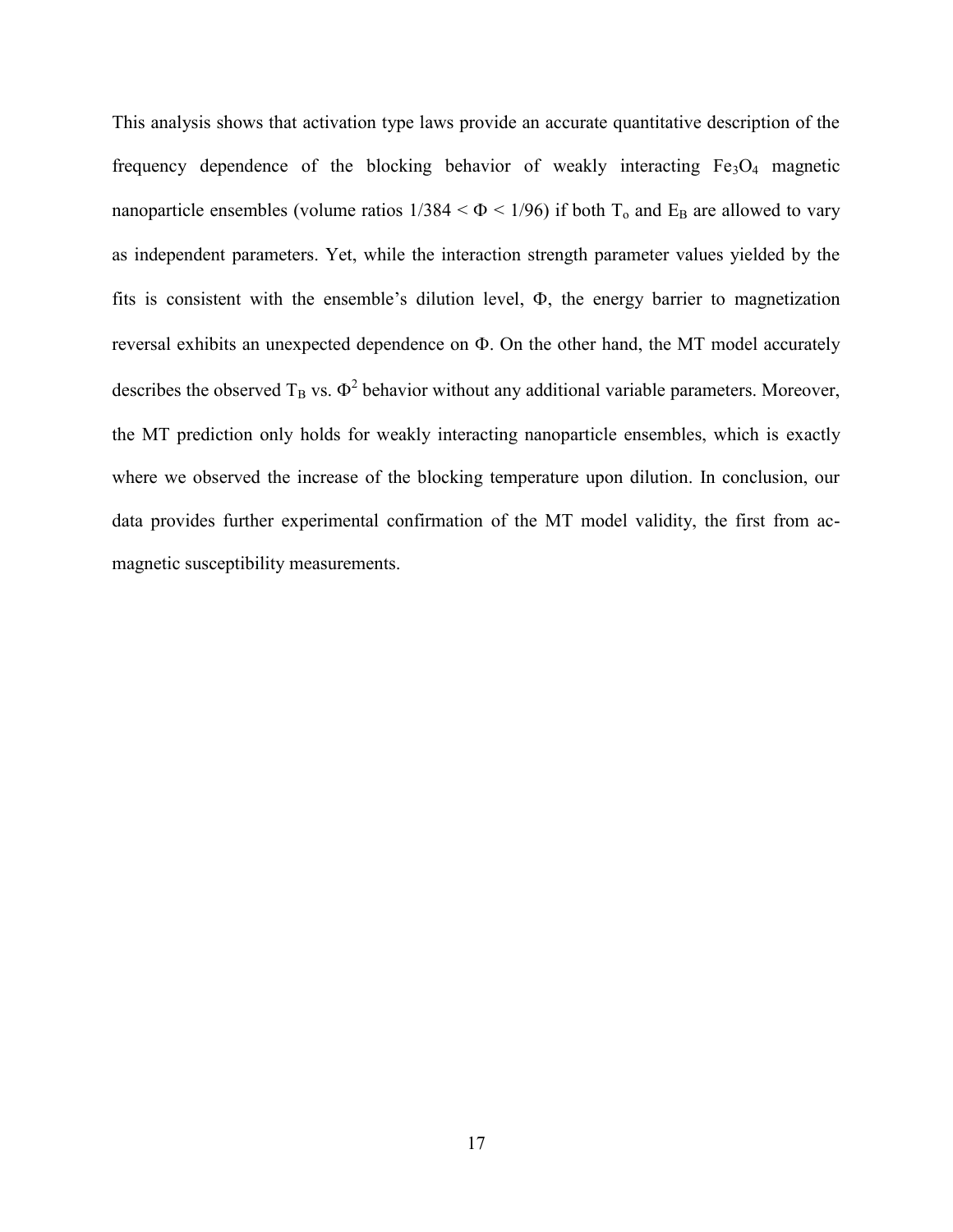This analysis shows that activation type laws provide an accurate quantitative description of the frequency dependence of the blocking behavior of weakly interacting $Fe_3O_4$ magnetic nanoparticle ensembles (volume ratios $1/384 < \Phi < 1/96$) if both $T_o$ and $E_B$ are allowed to vary as independent parameters. Yet, while the interaction strength parameter values yielded by the fits is consistent with the ensemble's dilution level, $\Phi$, the energy barrier to magnetization reversal exhibits an unexpected dependence on $\Phi$. On the other hand, the MT model accurately describes the observed $T_B$ vs. $\Phi^2$ behavior without any additional variable parameters. Moreover, the MT prediction only holds for weakly interacting nanoparticle ensembles, which is exactly where we observed the increase of the blocking temperature upon dilution. In conclusion, our data provides further experimental confirmation of the MT model validity, the first from ac-magnetic susceptibility measurements.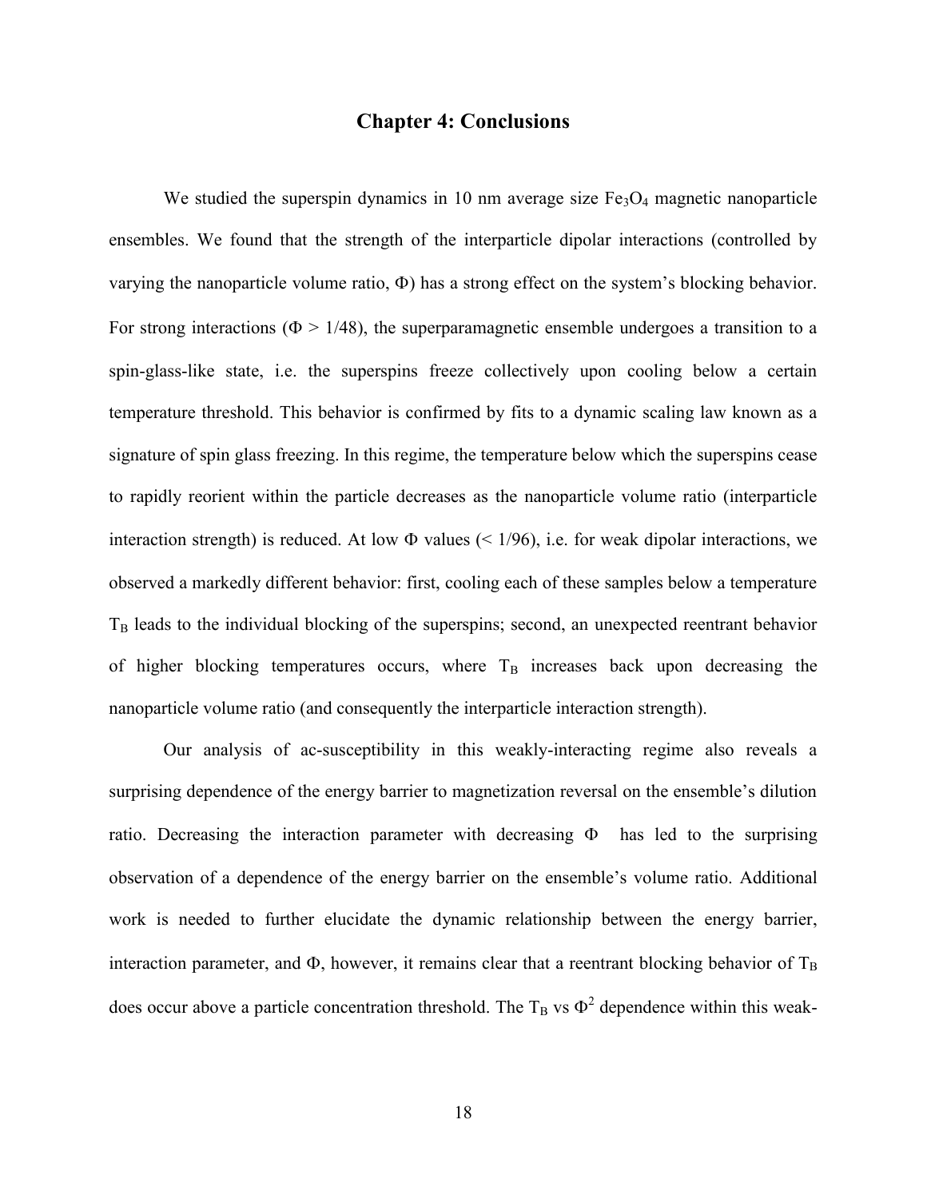# Chapter 4: Conclusions

We studied the superspin dynamics in 10 nm average size $Fe_3O_4$ magnetic nanoparticle ensembles. We found that the strength of the interparticle dipolar interactions (controlled by varying the nanoparticle volume ratio, $\Phi$) has a strong effect on the system's blocking behavior. For strong interactions ($\Phi > 1/48$), the superparamagnetic ensemble undergoes a transition to a spin-glass-like state, i.e. the superspins freeze collectively upon cooling below a certain temperature threshold. This behavior is confirmed by fits to a dynamic scaling law known as a signature of spin glass freezing. In this regime, the temperature below which the superspins cease to rapidly reorient within the particle decreases as the nanoparticle volume ratio (interparticle interaction strength) is reduced. At low $\Phi$ values ($< 1/96$), i.e. for weak dipolar interactions, we observed a markedly different behavior: first, cooling each of these samples below a temperature $T_B$ leads to the individual blocking of the superspins; second, an unexpected reentrant behavior of higher blocking temperatures occurs, where $T_B$ increases back upon decreasing the nanoparticle volume ratio (and consequently the interparticle interaction strength).

Our analysis of ac-susceptibility in this weakly-interacting regime also reveals a surprising dependence of the energy barrier to magnetization reversal on the ensemble's dilution ratio. Decreasing the interaction parameter with decreasing $\Phi$ has led to the surprising observation of a dependence of the energy barrier on the ensemble's volume ratio. Additional work is needed to further elucidate the dynamic relationship between the energy barrier, interaction parameter, and $\Phi$, however, it remains clear that a reentrant blocking behavior of $T_B$ does occur above a particle concentration threshold. The $T_B$ vs $\Phi^2$ dependence within this weak-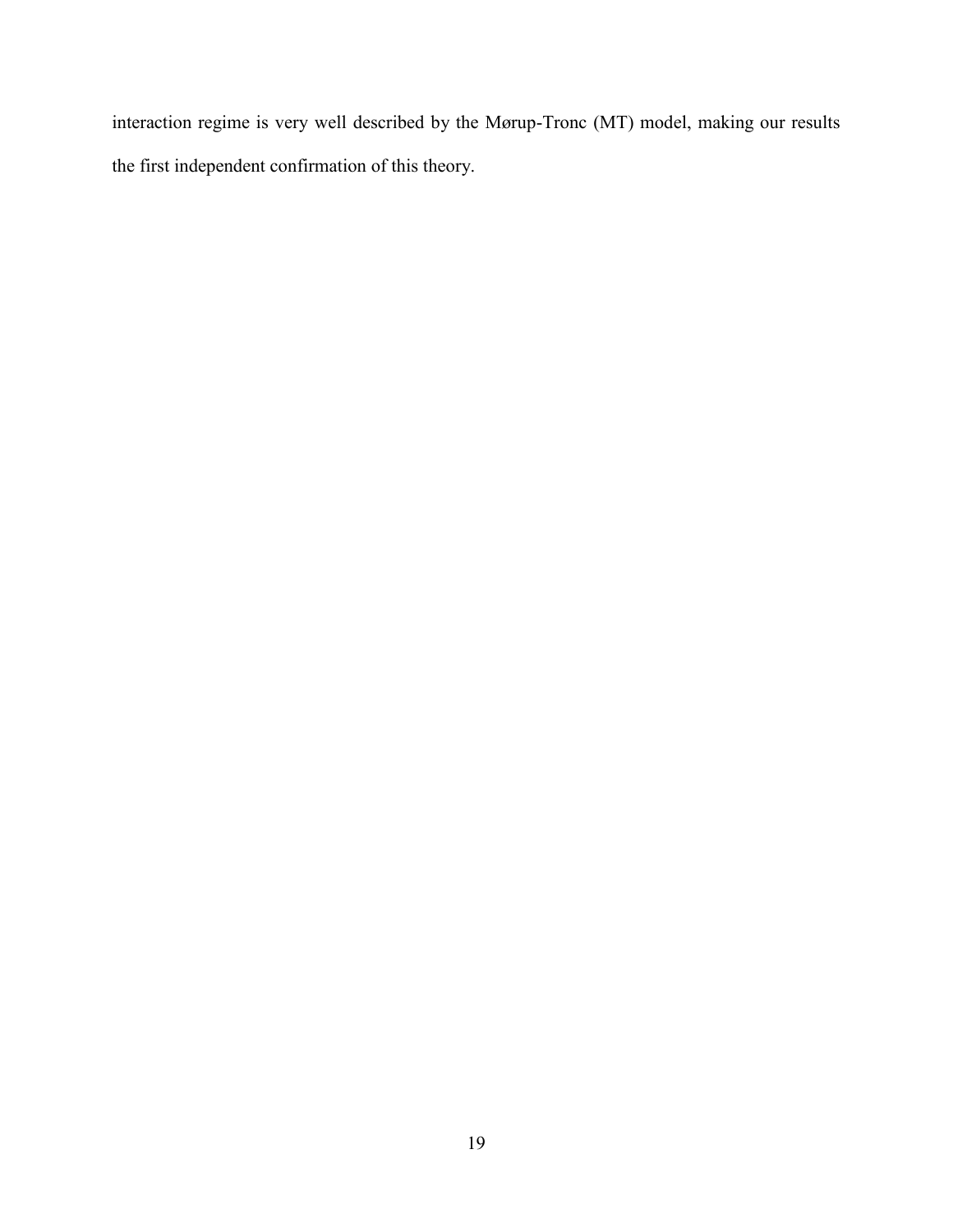interaction regime is very well described by the Mørup-Tronc (MT) model, making our results the first independent confirmation of this theory.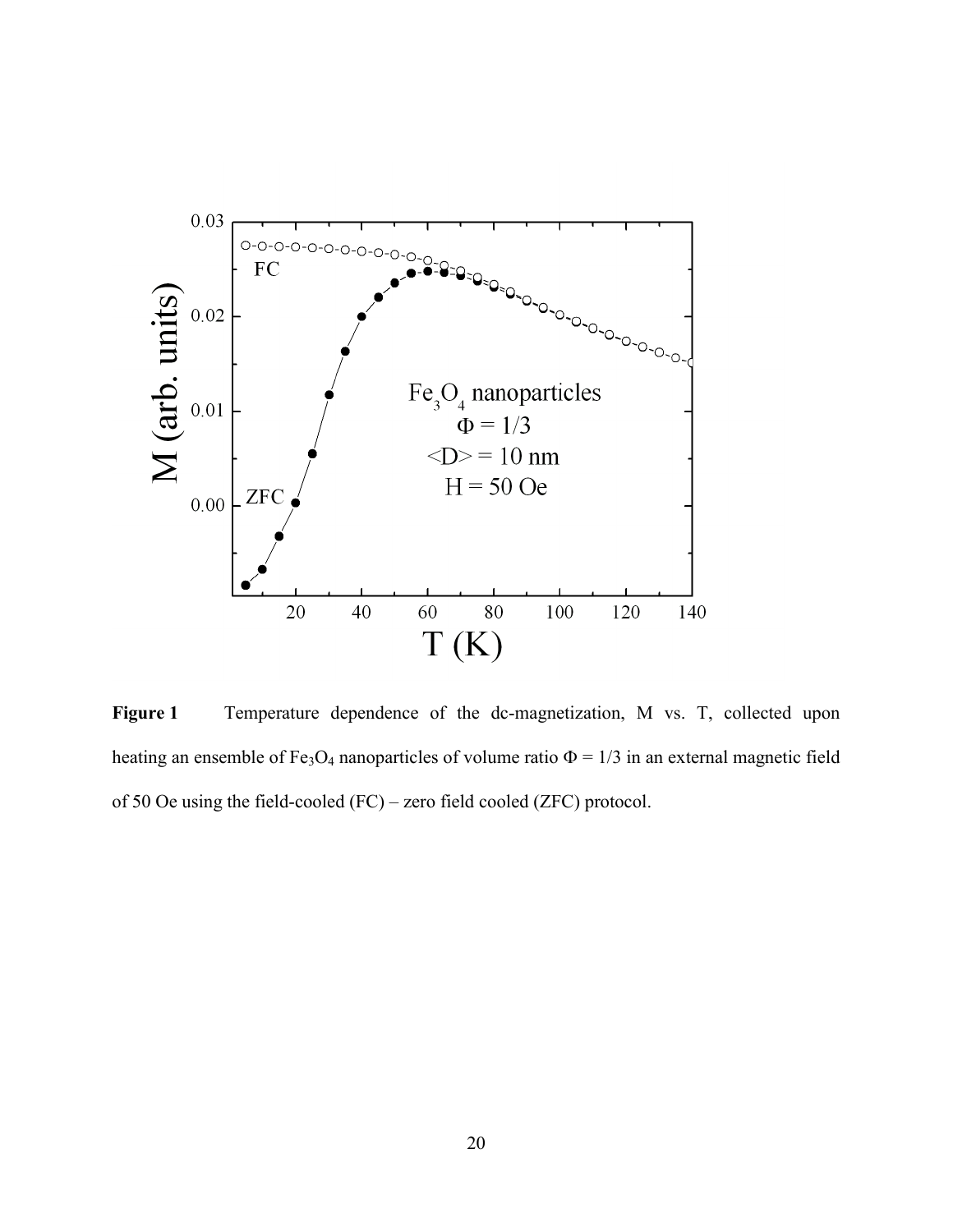**Figure 1** Temperature dependence of the dc-magnetization, M vs. T, collected upon heating an ensemble of $Fe_3O_4$ nanoparticles of volume ratio $\Phi = 1/3$ in an external magnetic field of 50 Oe using the field-cooled (FC) – zero field cooled (ZFC) protocol.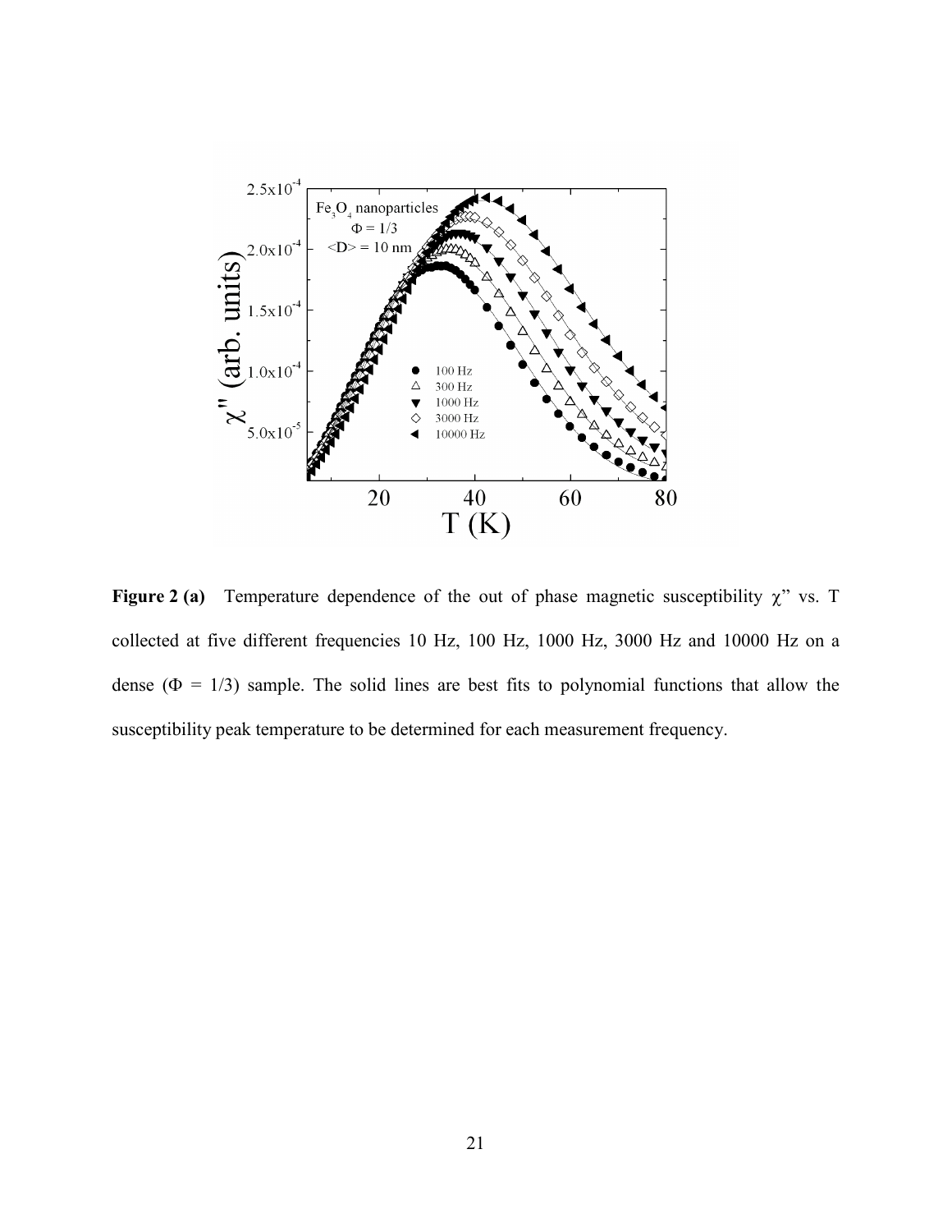**Figure 2 (a)** Temperature dependence of the out of phase magnetic susceptibility χ" vs. T collected at five different frequencies 10 Hz, 100 Hz, 1000 Hz, 3000 Hz and 10000 Hz on a dense (Φ = 1/3) sample. The solid lines are best fits to polynomial functions that allow the susceptibility peak temperature to be determined for each measurement frequency.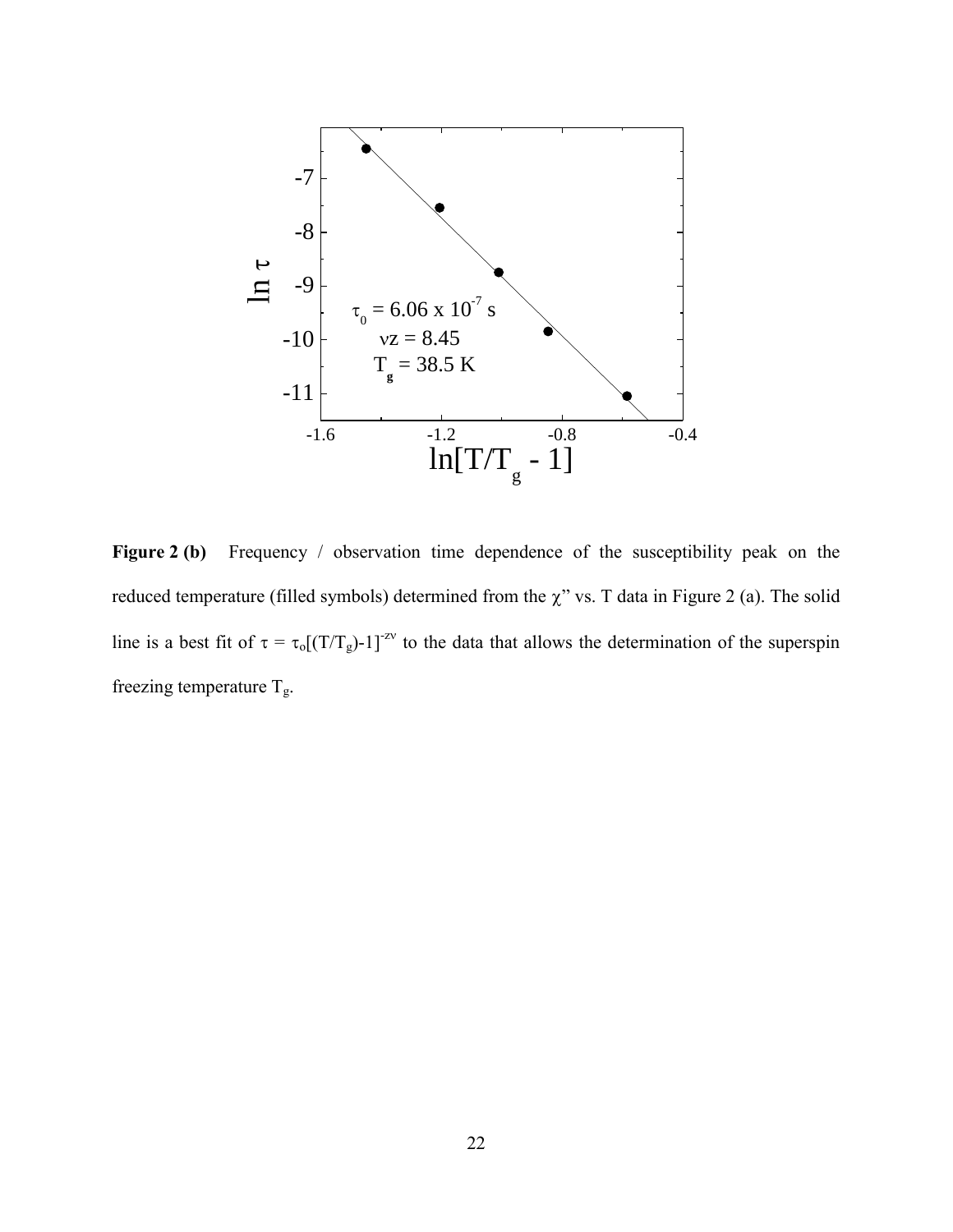**Figure 2 (b)** Frequency / observation time dependence of the susceptibility peak on the reduced temperature (filled symbols) determined from the χ" vs. T data in Figure 2 (a). The solid line is a best fit of $\tau = \tau_o[(T/T_g)-1]^{-z\nu}$ to the data that allows the determination of the superspin freezing temperature $T_g$.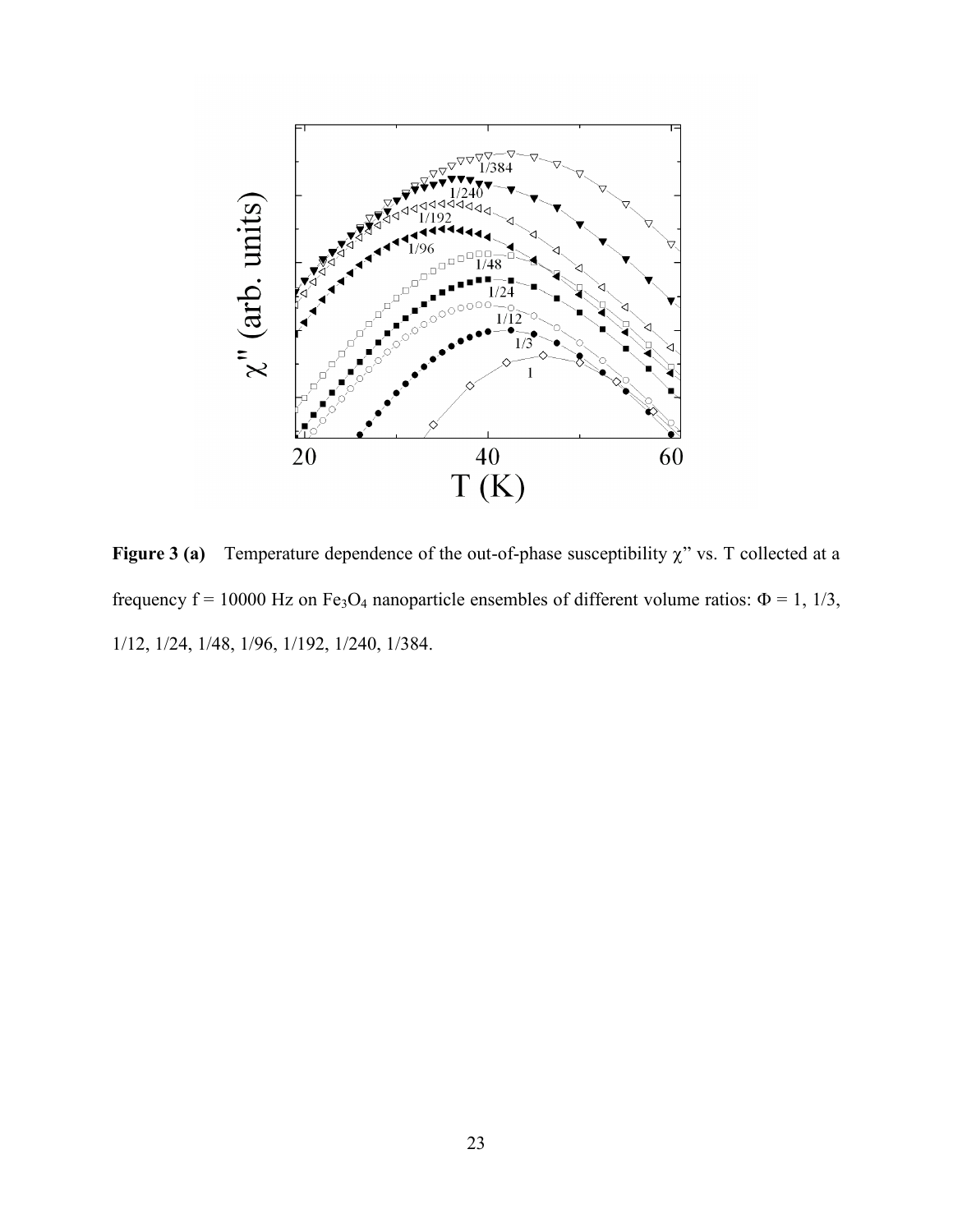**Figure 3 (a)** Temperature dependence of the out-of-phase susceptibility χ” vs. T collected at a frequency f = 10000 Hz on $Fe_3O_4$ nanoparticle ensembles of different volume ratios: Φ = 1, 1/3, 1/12, 1/24, 1/48, 1/96, 1/192, 1/240, 1/384.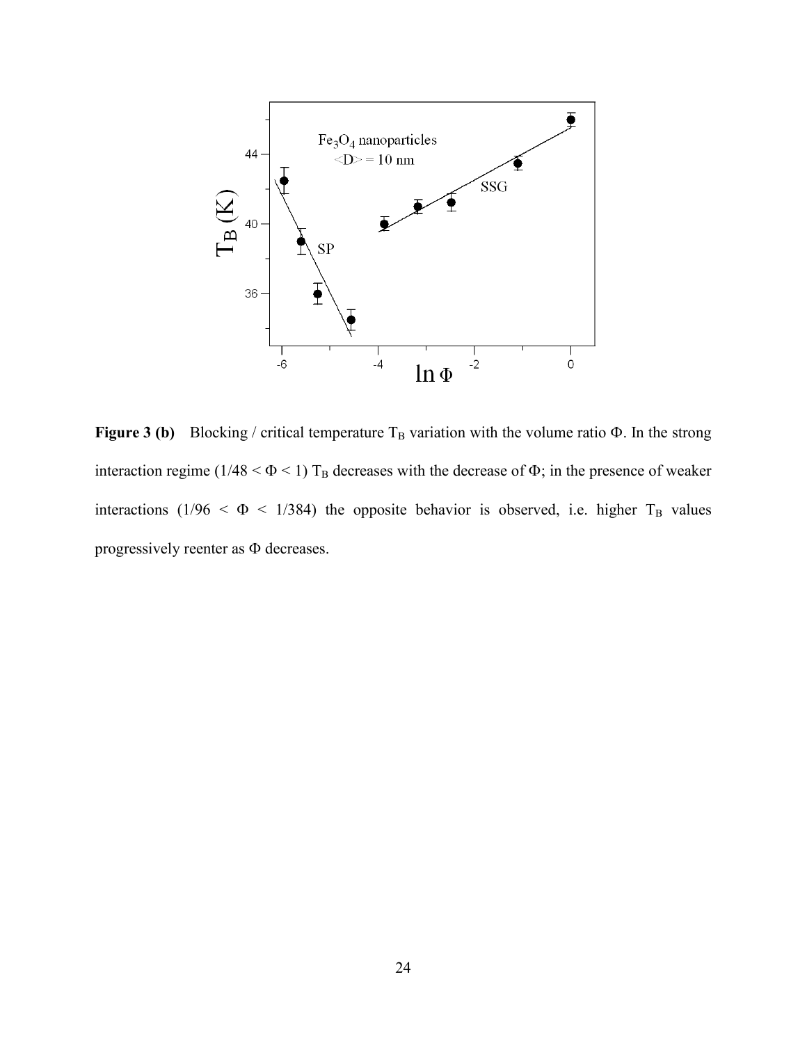**Figure 3 (b)** Blocking / critical temperature $T_B$ variation with the volume ratio $\Phi$. In the strong interaction regime ($1/48 < \Phi < 1$) $T_B$ decreases with the decrease of $\Phi$; in the presence of weaker interactions ($1/96 < \Phi < 1/384$) the opposite behavior is observed, i.e. higher $T_B$ values progressively reenter as $\Phi$ decreases.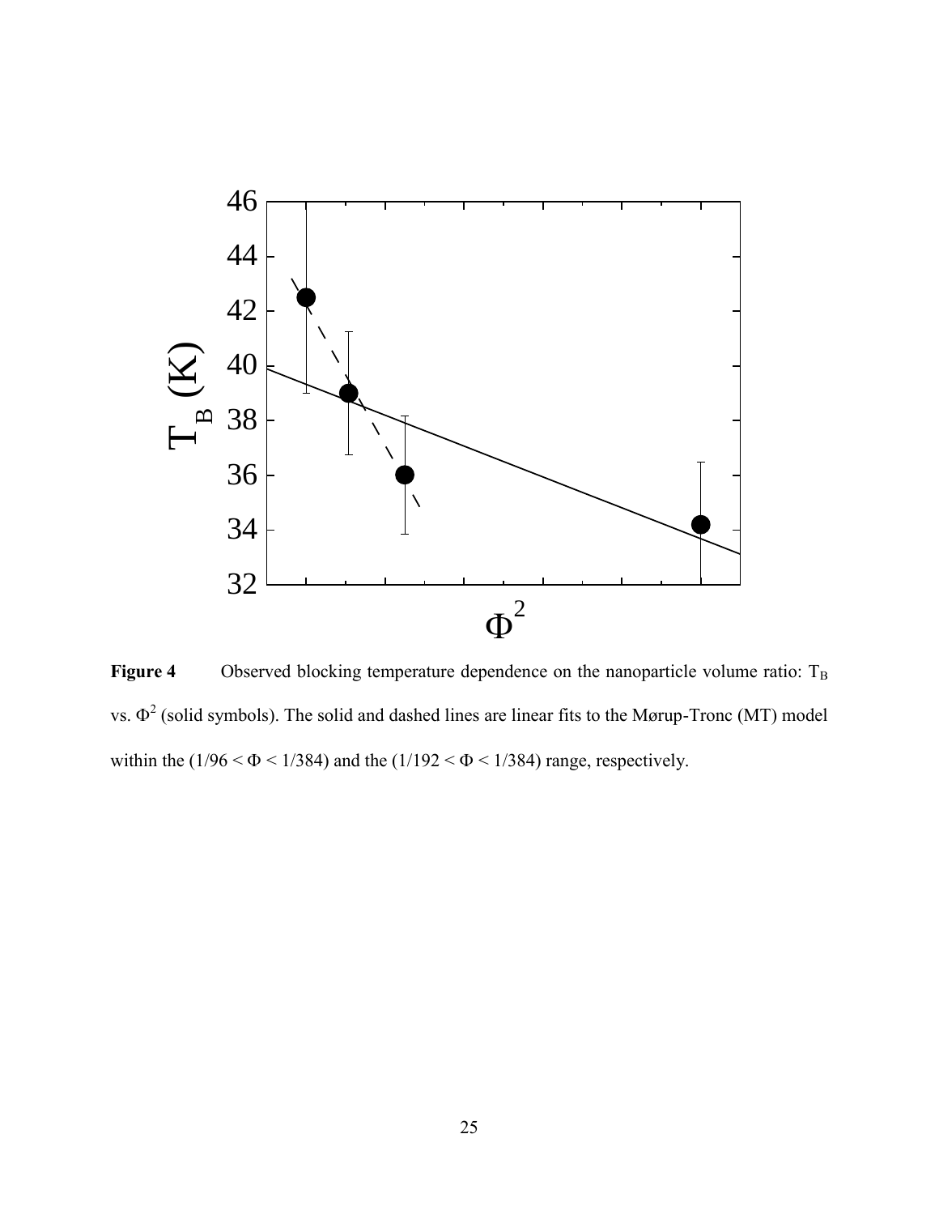**Figure 4** Observed blocking temperature dependence on the nanoparticle volume ratio: $T_B$ vs. $\Phi^2$ (solid symbols). The solid and dashed lines are linear fits to the Mørup-Tronc (MT) model within the ($1/96 < \Phi < 1/384$) and the ($1/192 < \Phi < 1/384$) range, respectively.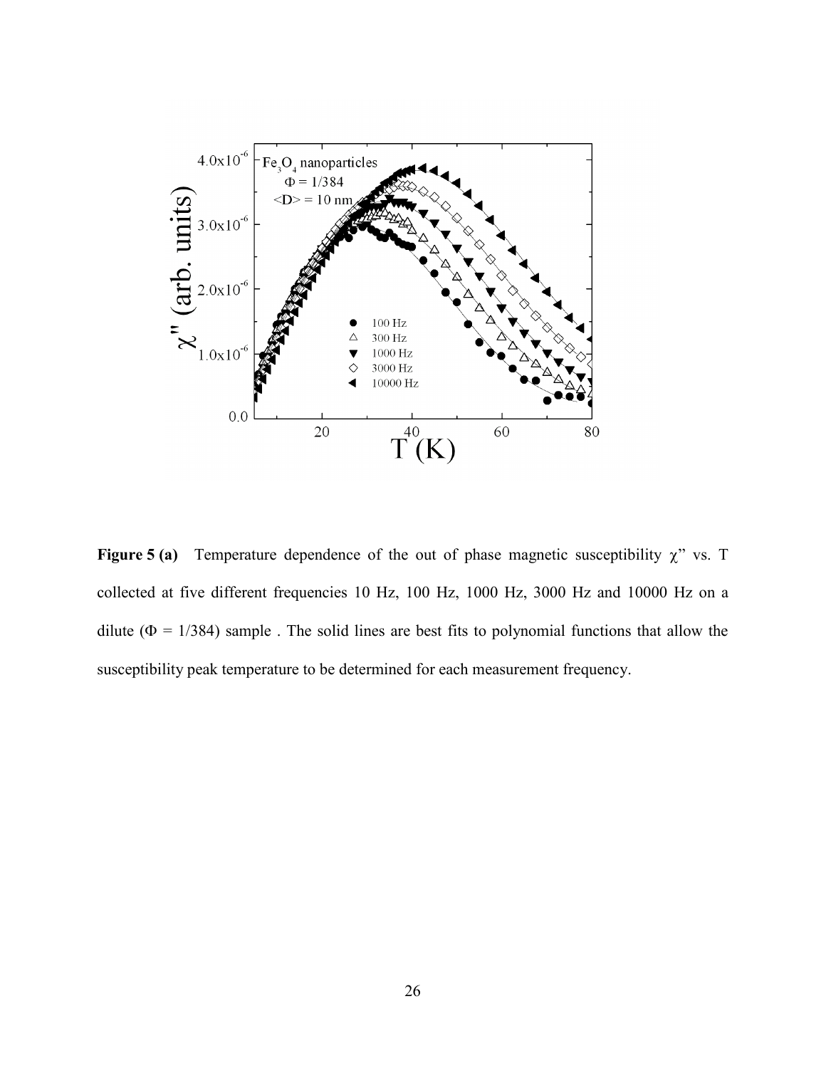**Figure 5 (a)** Temperature dependence of the out of phase magnetic susceptibility χ" vs. T collected at five different frequencies 10 Hz, 100 Hz, 1000 Hz, 3000 Hz and 10000 Hz on a dilute (Φ = 1/384) sample . The solid lines are best fits to polynomial functions that allow the susceptibility peak temperature to be determined for each measurement frequency.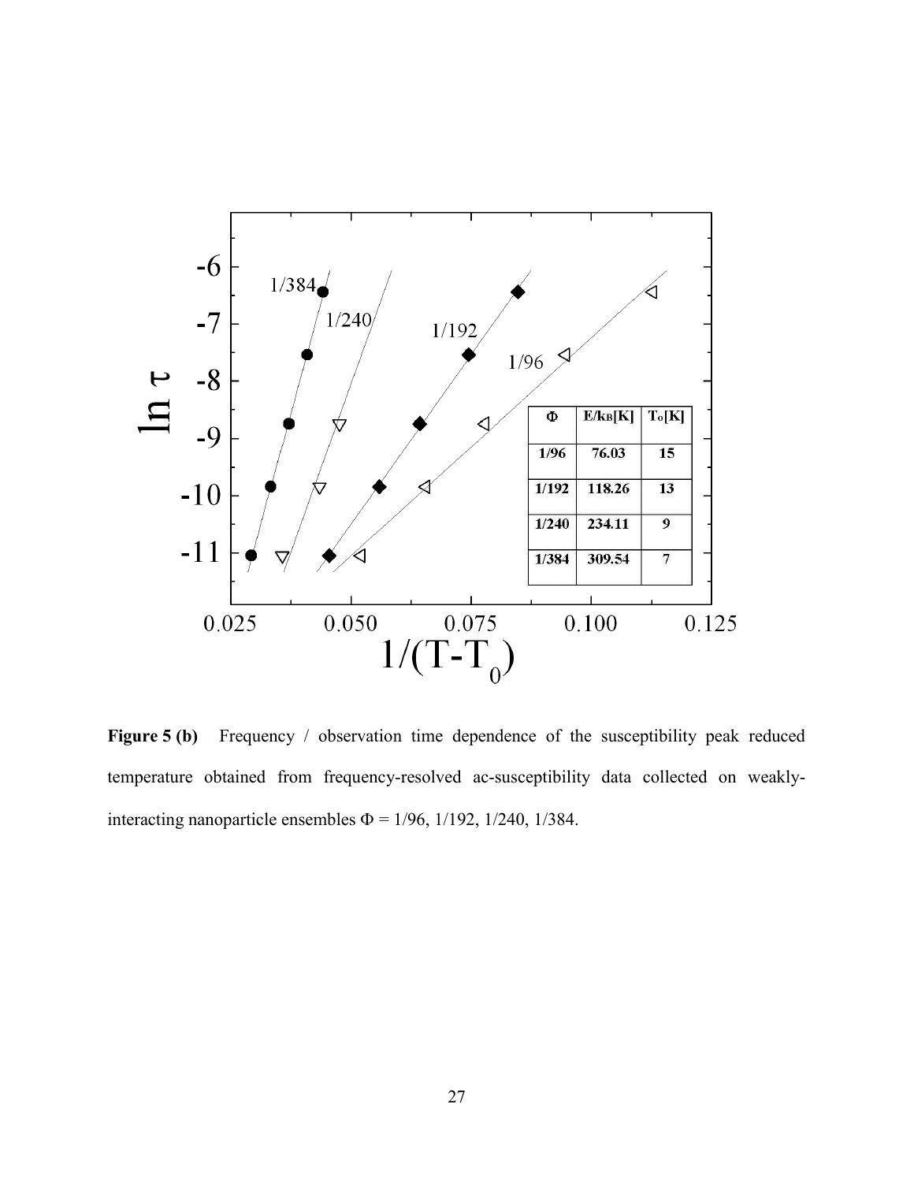| Φ | $E/k_B$[K] | $T_0$[K] |
|---|---|---|
| 1/96 | 76.03 | 15 |
| 1/192 | 118.26 | 13 |
| 1/240 | 234.11 | 9 |
| 1/384 | 309.54 | 7 |

**Figure 5 (b)** Frequency / observation time dependence of the susceptibility peak reduced temperature obtained from frequency-resolved ac-susceptibility data collected on weakly-interacting nanoparticle ensembles Φ = 1/96, 1/192, 1/240, 1/384.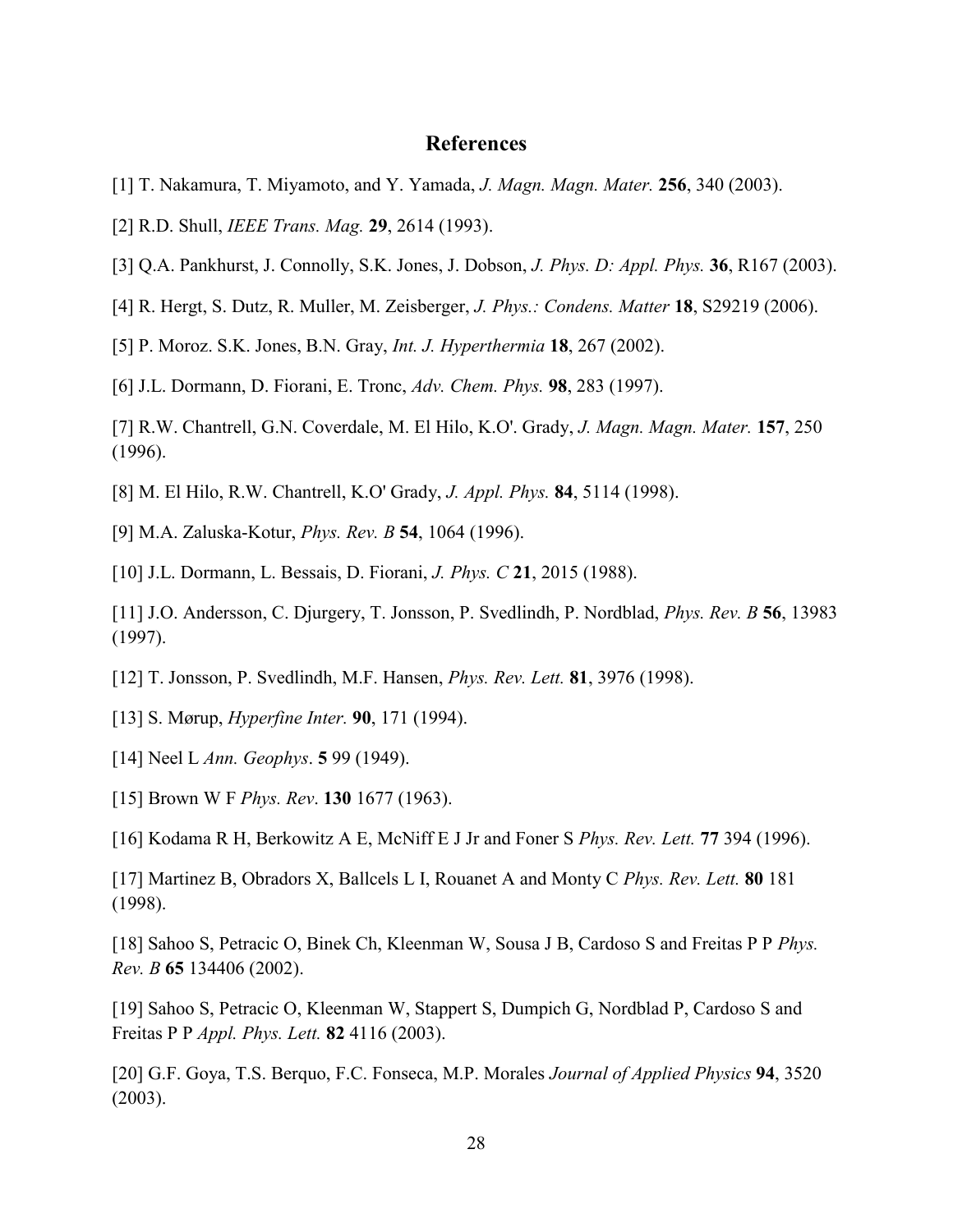# References

[1] T. Nakamura, T. Miyamoto, and Y. Yamada, *J. Magn. Magn. Mater.* **256**, 340 (2003).

[2] R.D. Shull, *IEEE Trans. Mag.* **29**, 2614 (1993).

[3] Q.A. Pankhurst, J. Connolly, S.K. Jones, J. Dobson, *J. Phys. D: Appl. Phys.* **36**, R167 (2003).

[4] R. Hergt, S. Dutz, R. Muller, M. Zeisberger, *J. Phys.: Condens. Matter* **18**, S29219 (2006).

[5] P. Moroz. S.K. Jones, B.N. Gray, *Int. J. Hyperthermia* **18**, 267 (2002).

[6] J.L. Dormann, D. Fiorani, E. Tronc, *Adv. Chem. Phys.* **98**, 283 (1997).

[7] R.W. Chantrell, G.N. Coverdale, M. El Hilo, K.O'. Grady, *J. Magn. Magn. Mater.* **157**, 250 (1996).

[8] M. El Hilo, R.W. Chantrell, K.O' Grady, *J. Appl. Phys.* **84**, 5114 (1998).

[9] M.A. Zaluska-Kotur, *Phys. Rev. B* **54**, 1064 (1996).

[10] J.L. Dormann, L. Bessais, D. Fiorani, *J. Phys. C* **21**, 2015 (1988).

[11] J.O. Andersson, C. Djurgery, T. Jonsson, P. Svedlindh, P. Nordblad, *Phys. Rev. B* **56**, 13983 (1997).

[12] T. Jonsson, P. Svedlindh, M.F. Hansen, *Phys. Rev. Lett.* **81**, 3976 (1998).

[13] S. Mørup, *Hyperfine Inter.* **90**, 171 (1994).

[14] Neel L *Ann. Geophys*. **5** 99 (1949).

[15] Brown W F *Phys. Rev*. **130** 1677 (1963).

[16] Kodama R H, Berkowitz A E, McNiff E J Jr and Foner S *Phys. Rev. Lett.* **77** 394 (1996).

[17] Martinez B, Obradors X, Ballcels L I, Rouanet A and Monty C *Phys. Rev. Lett.* **80** 181 (1998).

[18] Sahoo S, Petracic O, Binek Ch, Kleenman W, Sousa J B, Cardoso S and Freitas P P *Phys. Rev. B* **65** 134406 (2002).

[19] Sahoo S, Petracic O, Kleenman W, Stappert S, Dumpich G, Nordblad P, Cardoso S and Freitas P P *Appl. Phys. Lett.* **82** 4116 (2003).

[20] G.F. Goya, T.S. Berquo, F.C. Fonseca, M.P. Morales *Journal of Applied Physics* **94**, 3520 (2003).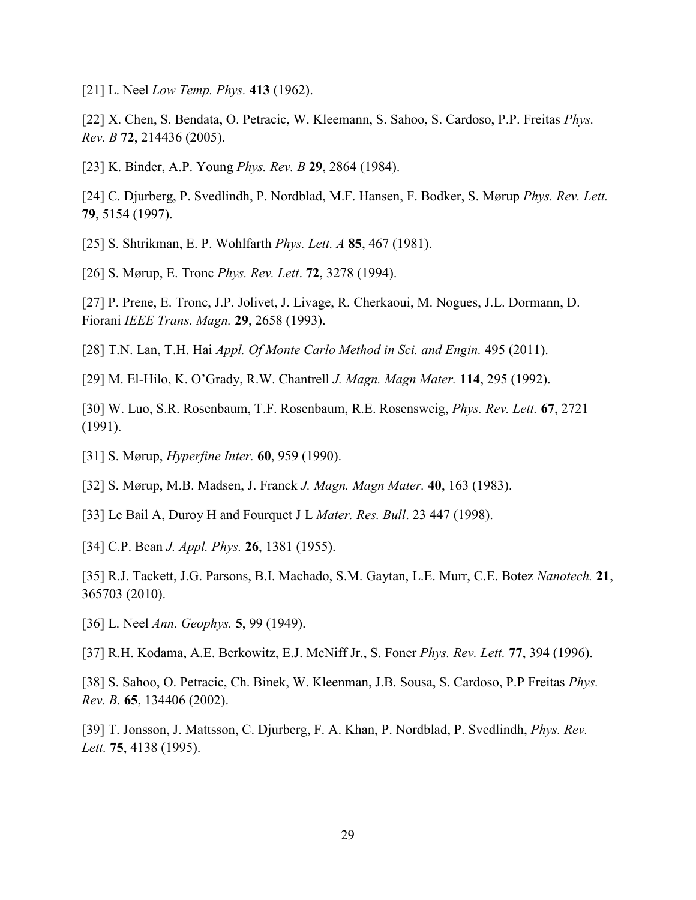[21] L. Neel *Low Temp. Phys.* **413** (1962).

[22] X. Chen, S. Bendata, O. Petracic, W. Kleemann, S. Sahoo, S. Cardoso, P.P. Freitas *Phys. Rev. B* **72**, 214436 (2005).

[23] K. Binder, A.P. Young *Phys. Rev. B* **29**, 2864 (1984).

[24] C. Djurberg, P. Svedlindh, P. Nordblad, M.F. Hansen, F. Bodker, S. Mørup *Phys. Rev. Lett.* **79**, 5154 (1997).

[25] S. Shtrikman, E. P. Wohlfarth *Phys. Lett. A* **85**, 467 (1981).

[26] S. Mørup, E. Tronc *Phys. Rev. Lett*. **72**, 3278 (1994).

[27] P. Prene, E. Tronc, J.P. Jolivet, J. Livage, R. Cherkaoui, M. Nogues, J.L. Dormann, D. Fiorani *IEEE Trans. Magn.* **29**, 2658 (1993).

[28] T.N. Lan, T.H. Hai *Appl. Of Monte Carlo Method in Sci. and Engin.* 495 (2011).

[29] M. El-Hilo, K. O'Grady, R.W. Chantrell *J. Magn. Magn Mater.* **114**, 295 (1992).

[30] W. Luo, S.R. Rosenbaum, T.F. Rosenbaum, R.E. Rosensweig, *Phys. Rev. Lett.* **67**, 2721 (1991).

[31] S. Mørup, *Hyperfine Inter.* **60**, 959 (1990).

[32] S. Mørup, M.B. Madsen, J. Franck *J. Magn. Magn Mater.* **40**, 163 (1983).

[33] Le Bail A, Duroy H and Fourquet J L *Mater. Res. Bull*. 23 447 (1998).

[34] C.P. Bean *J. Appl. Phys.* **26**, 1381 (1955).

[35] R.J. Tackett, J.G. Parsons, B.I. Machado, S.M. Gaytan, L.E. Murr, C.E. Botez *Nanotech.* **21**, 365703 (2010).

[36] L. Neel *Ann. Geophys.* **5**, 99 (1949).

[37] R.H. Kodama, A.E. Berkowitz, E.J. McNiff Jr., S. Foner *Phys. Rev. Lett.* **77**, 394 (1996).

[38] S. Sahoo, O. Petracic, Ch. Binek, W. Kleenman, J.B. Sousa, S. Cardoso, P.P Freitas *Phys. Rev. B.* **65**, 134406 (2002).

[39] T. Jonsson, J. Mattsson, C. Djurberg, F. A. Khan, P. Nordblad, P. Svedlindh, *Phys. Rev. Lett.* **75**, 4138 (1995).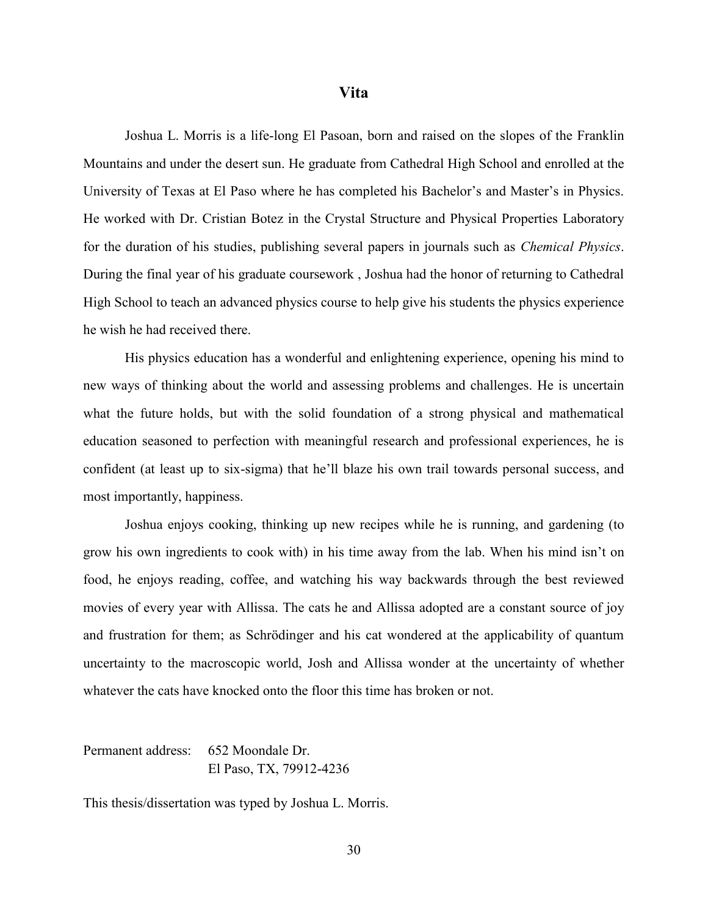# Vita

Joshua L. Morris is a life-long El Pasoan, born and raised on the slopes of the Franklin Mountains and under the desert sun. He graduate from Cathedral High School and enrolled at the University of Texas at El Paso where he has completed his Bachelor's and Master's in Physics. He worked with Dr. Cristian Botez in the Crystal Structure and Physical Properties Laboratory for the duration of his studies, publishing several papers in journals such as *Chemical Physics*. During the final year of his graduate coursework , Joshua had the honor of returning to Cathedral High School to teach an advanced physics course to help give his students the physics experience he wish he had received there.

His physics education has a wonderful and enlightening experience, opening his mind to new ways of thinking about the world and assessing problems and challenges. He is uncertain what the future holds, but with the solid foundation of a strong physical and mathematical education seasoned to perfection with meaningful research and professional experiences, he is confident (at least up to six-sigma) that he'll blaze his own trail towards personal success, and most importantly, happiness.

Joshua enjoys cooking, thinking up new recipes while he is running, and gardening (to grow his own ingredients to cook with) in his time away from the lab. When his mind isn't on food, he enjoys reading, coffee, and watching his way backwards through the best reviewed movies of every year with Allissa. The cats he and Allissa adopted are a constant source of joy and frustration for them; as Schrödinger and his cat wondered at the applicability of quantum uncertainty to the macroscopic world, Josh and Allissa wonder at the uncertainty of whether whatever the cats have knocked onto the floor this time has broken or not.

Permanent address: 652 Moondale Dr.
El Paso, TX, 79912-4236

This thesis/dissertation was typed by Joshua L. Morris.